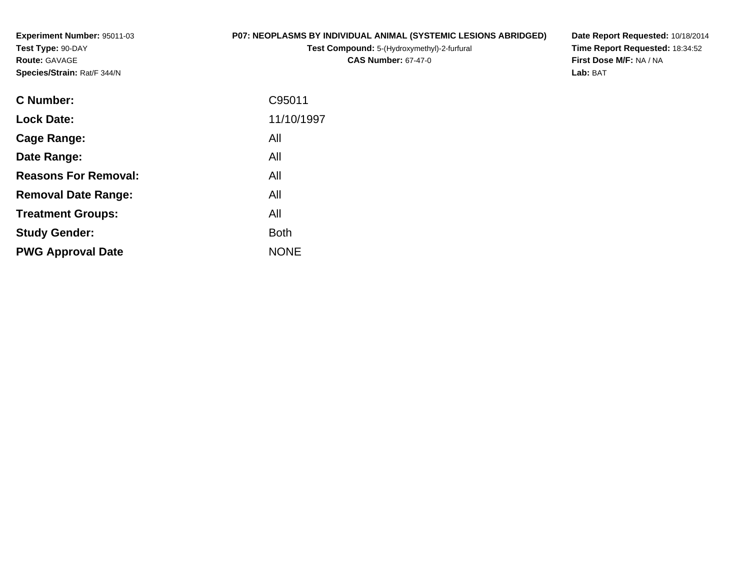**Experiment Number:** 95011-03
**Test Type:** 90-DAY
**Route:** GAVAGE
**Species/Strain:** Rat/F 344/N

**P07: NEOPLASMS BY INDIVIDUAL ANIMAL (SYSTEMIC LESIONS ABRIDGED)**
**Test Compound:** 5-(Hydroxymethyl)-2-furfural
**CAS Number:** 67-47-0

**Date Report Requested:** 10/18/2014
**Time Report Requested:** 18:34:52
**First Dose M/F:** NA / NA
**Lab:** BAT

| | |
|---|---|
| **C Number:** | C95011 |
| **Lock Date:** | 11/10/1997 |
| **Cage Range:** | All |
| **Date Range:** | All |
| **Reasons For Removal:** | All |
| **Removal Date Range:** | All |
| **Treatment Groups:** | All |
| **Study Gender:** | Both |
| **PWG Approval Date** | NONE |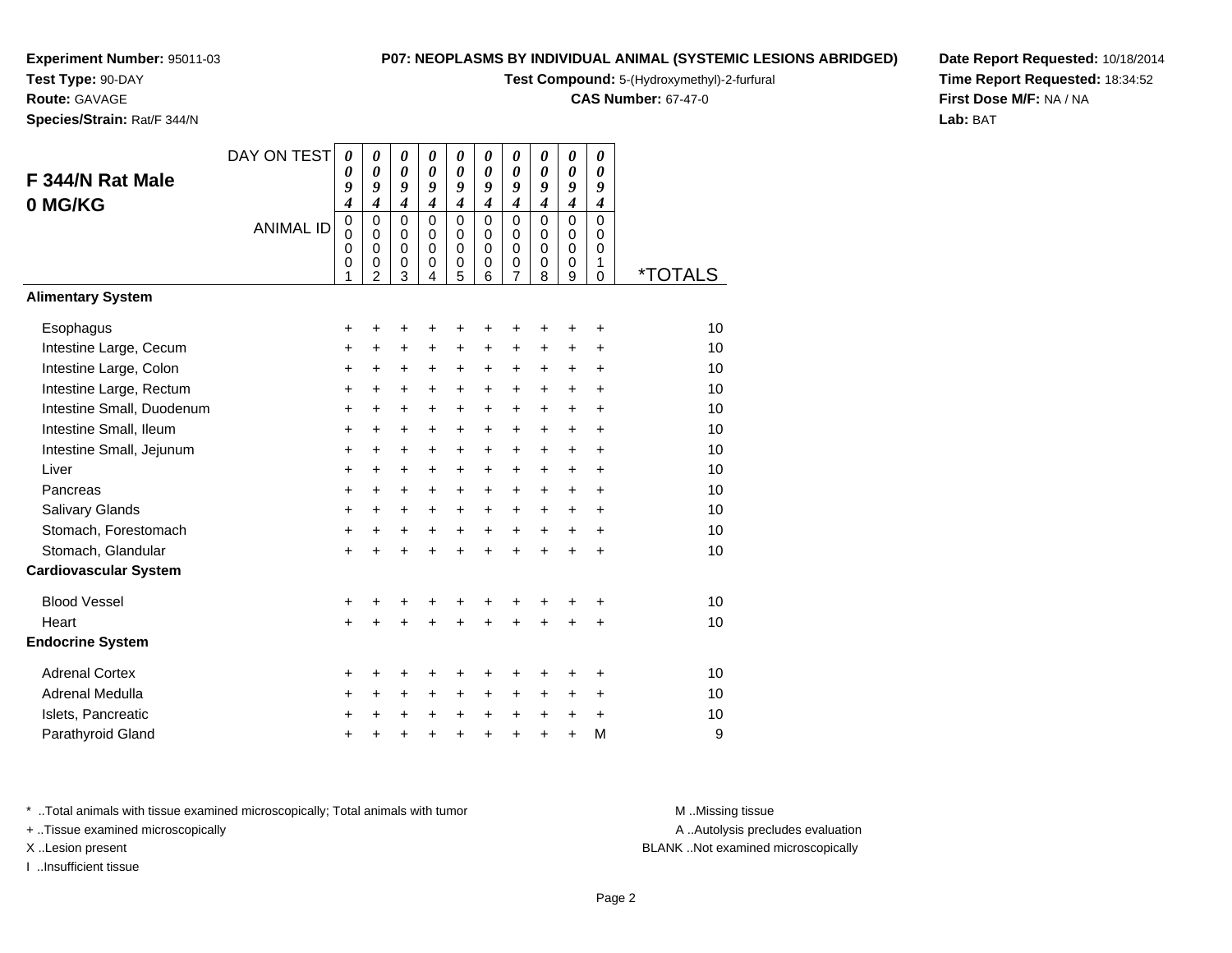**Experiment Number:** 95011-03
**Test Type:** 90-DAY
**Route:** GAVAGE
**Species/Strain:** Rat/F 344/N

**P07: NEOPLASMS BY INDIVIDUAL ANIMAL (SYSTEMIC LESIONS ABRIDGED)**
**Test Compound:** 5-(Hydroxymethyl)-2-furfural
**CAS Number:** 67-47-0

**Date Report Requested:** 10/18/2014
**Time Report Requested:** 18:34:52
**First Dose M/F:** NA / NA
**Lab:** BAT

## F 344/N Rat Male 0 MG/KG

| DAY ON TEST | 0094 | 0094 | 0094 | 0094 | 0094 | 0094 | 0094 | 0094 | 0094 | 0094 | |
|---|---|---|---|---|---|---|---|---|---|---|---|
| ANIMAL ID | 00001 | 00002 | 00003 | 00004 | 00005 | 00006 | 00007 | 00008 | 00009 | 00010 | *TOTALS |
| **Alimentary System** | | | | | | | | | | | |
| Esophagus | + | + | + | + | + | + | + | + | + | + | 10 |
| Intestine Large, Cecum | + | + | + | + | + | + | + | + | + | + | 10 |
| Intestine Large, Colon | + | + | + | + | + | + | + | + | + | + | 10 |
| Intestine Large, Rectum | + | + | + | + | + | + | + | + | + | + | 10 |
| Intestine Small, Duodenum | + | + | + | + | + | + | + | + | + | + | 10 |
| Intestine Small, Ileum | + | + | + | + | + | + | + | + | + | + | 10 |
| Intestine Small, Jejunum | + | + | + | + | + | + | + | + | + | + | 10 |
| Liver | + | + | + | + | + | + | + | + | + | + | 10 |
| Pancreas | + | + | + | + | + | + | + | + | + | + | 10 |
| Salivary Glands | + | + | + | + | + | + | + | + | + | + | 10 |
| Stomach, Forestomach | + | + | + | + | + | + | + | + | + | + | 10 |
| Stomach, Glandular | + | + | + | + | + | + | + | + | + | + | 10 |
| **Cardiovascular System** | | | | | | | | | | | |
| Blood Vessel | + | + | + | + | + | + | + | + | + | + | 10 |
| Heart | + | + | + | + | + | + | + | + | + | + | 10 |
| **Endocrine System** | | | | | | | | | | | |
| Adrenal Cortex | + | + | + | + | + | + | + | + | + | + | 10 |
| Adrenal Medulla | + | + | + | + | + | + | + | + | + | + | 10 |
| Islets, Pancreatic | + | + | + | + | + | + | + | + | + | + | 10 |
| Parathyroid Gland | + | + | + | + | + | + | + | + | + | M | 9 |

\* ..Total animals with tissue examined microscopically; Total animals with tumor
\+ ..Tissue examined microscopically
X ..Lesion present
I ..Insufficient tissue

M ..Missing tissue
A ..Autolysis precludes evaluation
BLANK ..Not examined microscopically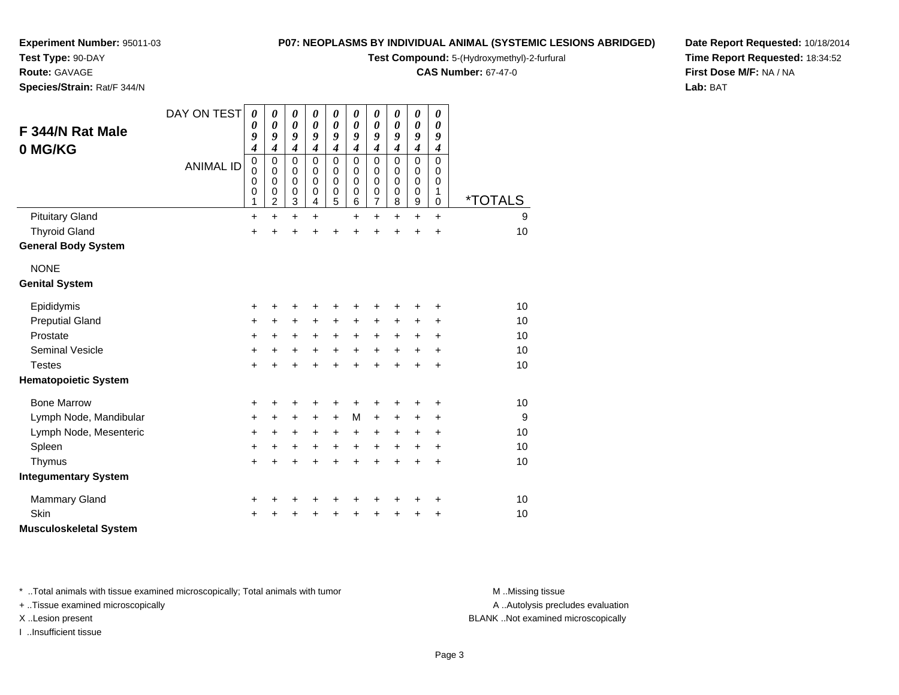**Experiment Number:** 95011-03
**Test Type:** 90-DAY
**Route:** GAVAGE
**Species/Strain:** Rat/F 344/N

**P07: NEOPLASMS BY INDIVIDUAL ANIMAL (SYSTEMIC LESIONS ABRIDGED)**
**Test Compound:** 5-(Hydroxymethyl)-2-furfural
**CAS Number:** 67-47-0

**Date Report Requested:** 10/18/2014
**Time Report Requested:** 18:34:52
**First Dose M/F:** NA / NA
**Lab:** BAT

## F 344/N Rat Male 0 MG/KG

| DAY ON TEST | 0094 | 0094 | 0094 | 0094 | 0094 | 0094 | 0094 | 0094 | 0094 | 0094 | |
|---|---|---|---|---|---|---|---|---|---|---|---|
| ANIMAL ID | 00001 | 00002 | 00003 | 00004 | 00005 | 00006 | 00007 | 00008 | 00009 | 00010 | *TOTALS |
| Pituitary Gland | + | + | + | + | | + | + | + | + | + | 9 |
| Thyroid Gland | + | + | + | + | + | + | + | + | + | + | 10 |
| **General Body System** | | | | | | | | | | | |
| NONE | | | | | | | | | | | |
| **Genital System** | | | | | | | | | | | |
| Epididymis | + | + | + | + | + | + | + | + | + | + | 10 |
| Preputial Gland | + | + | + | + | + | + | + | + | + | + | 10 |
| Prostate | + | + | + | + | + | + | + | + | + | + | 10 |
| Seminal Vesicle | + | + | + | + | + | + | + | + | + | + | 10 |
| Testes | + | + | + | + | + | + | + | + | + | + | 10 |
| **Hematopoietic System** | | | | | | | | | | | |
| Bone Marrow | + | + | + | + | + | + | + | + | + | + | 10 |
| Lymph Node, Mandibular | + | + | + | + | + | M | + | + | + | + | 9 |
| Lymph Node, Mesenteric | + | + | + | + | + | + | + | + | + | + | 10 |
| Spleen | + | + | + | + | + | + | + | + | + | + | 10 |
| Thymus | + | + | + | + | + | + | + | + | + | + | 10 |
| **Integumentary System** | | | | | | | | | | | |
| Mammary Gland | + | + | + | + | + | + | + | + | + | + | 10 |
| Skin | + | + | + | + | + | + | + | + | + | + | 10 |
| **Musculoskeletal System** | | | | | | | | | | | |

* ..Total animals with tissue examined microscopically; Total animals with tumor
+ ..Tissue examined microscopically
X ..Lesion present
I ..Insufficient tissue

M ..Missing tissue
A ..Autolysis precludes evaluation
BLANK ..Not examined microscopically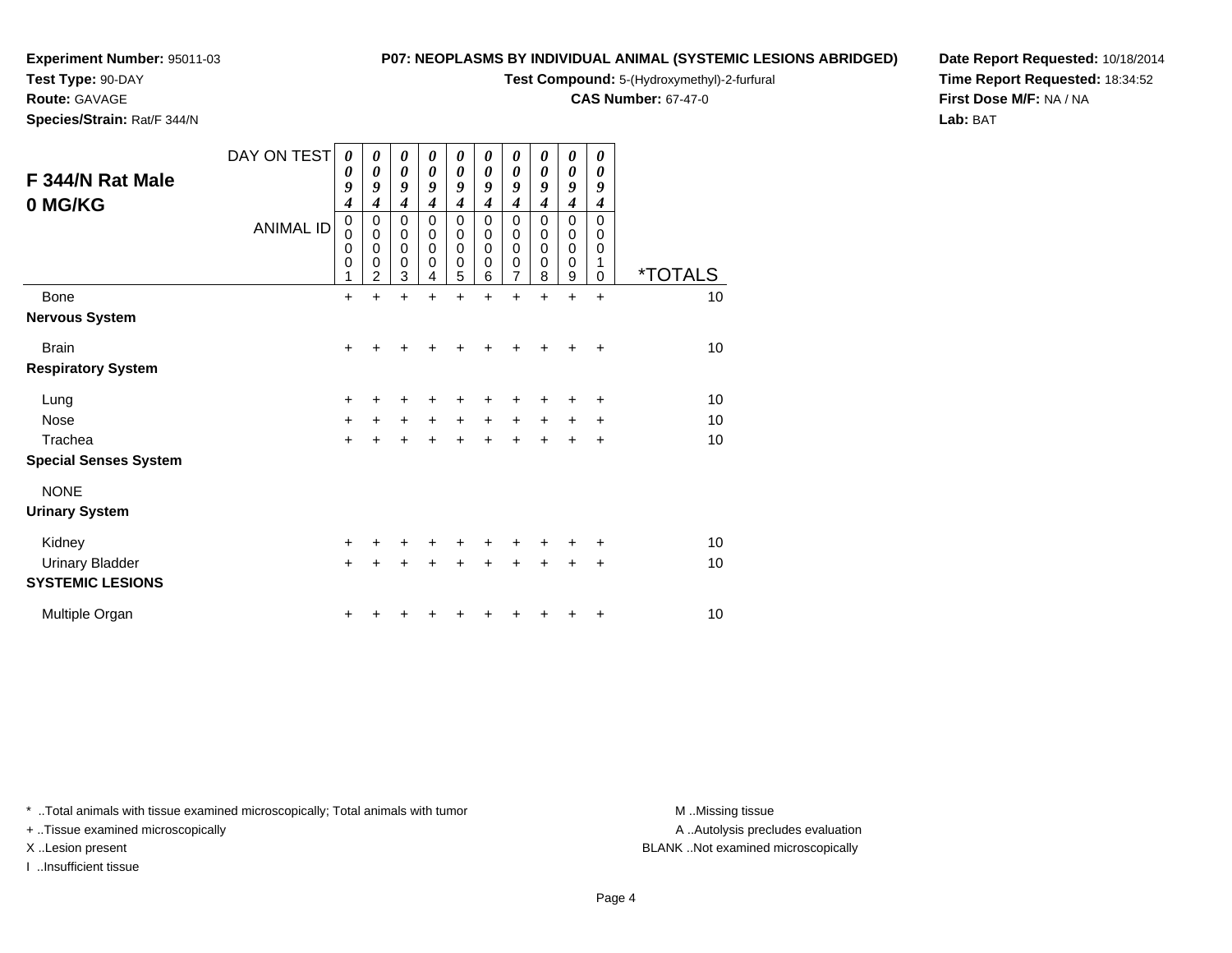**Experiment Number:** 95011-03
**Test Type:** 90-DAY
**Route:** GAVAGE
**Species/Strain:** Rat/F 344/N

**P07: NEOPLASMS BY INDIVIDUAL ANIMAL (SYSTEMIC LESIONS ABRIDGED)**
**Test Compound:** 5-(Hydroxymethyl)-2-furfural
**CAS Number:** 67-47-0

**Date Report Requested:** 10/18/2014
**Time Report Requested:** 18:34:52
**First Dose M/F:** NA / NA
**Lab:** BAT

## F 344/N Rat Male 0 MG/KG

| DAY ON TEST | 0094 | 0094 | 0094 | 0094 | 0094 | 0094 | 0094 | 0094 | 0094 | 0094 | |
|---|---|---|---|---|---|---|---|---|---|---|---|
| ANIMAL ID | 00001 | 00002 | 00003 | 00004 | 00005 | 00006 | 00007 | 00008 | 00009 | 00010 | *TOTALS |
| Bone | + | + | + | + | + | + | + | + | + | + | 10 |
| **Nervous System** | | | | | | | | | | | |
| Brain | + | + | + | + | + | + | + | + | + | + | 10 |
| **Respiratory System** | | | | | | | | | | | |
| Lung | + | + | + | + | + | + | + | + | + | + | 10 |
| Nose | + | + | + | + | + | + | + | + | + | + | 10 |
| Trachea | + | + | + | + | + | + | + | + | + | + | 10 |
| **Special Senses System** | | | | | | | | | | | |
| NONE | | | | | | | | | | | |
| **Urinary System** | | | | | | | | | | | |
| Kidney | + | + | + | + | + | + | + | + | + | + | 10 |
| Urinary Bladder | + | + | + | + | + | + | + | + | + | + | 10 |
| **SYSTEMIC LESIONS** | | | | | | | | | | | |
| Multiple Organ | + | + | + | + | + | + | + | + | + | + | 10 |

* ..Total animals with tissue examined microscopically; Total animals with tumor
+ ..Tissue examined microscopically
X ..Lesion present
I ..Insufficient tissue

M ..Missing tissue
A ..Autolysis precludes evaluation
BLANK ..Not examined microscopically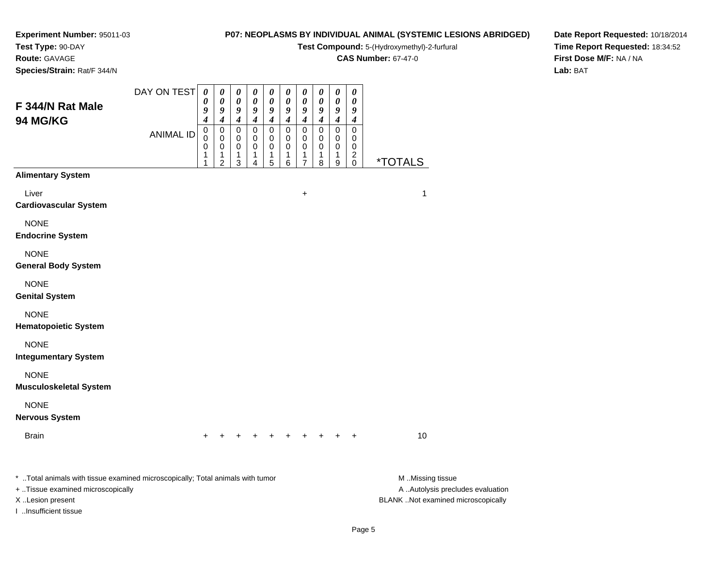**Experiment Number:** 95011-03
**Test Type:** 90-DAY
**Route:** GAVAGE
**Species/Strain:** Rat/F 344/N

**P07: NEOPLASMS BY INDIVIDUAL ANIMAL (SYSTEMIC LESIONS ABRIDGED)**
**Test Compound:** 5-(Hydroxymethyl)-2-furfural
**CAS Number:** 67-47-0

**Date Report Requested:** 10/18/2014
**Time Report Requested:** 18:34:52
**First Dose M/F:** NA / NA
**Lab:** BAT

## F 344/N Rat Male 94 MG/KG

| DAY ON TEST | 0094 | 0094 | 0094 | 0094 | 0094 | 0094 | 0094 | 0094 | 0094 | 0094 | |
|---|---|---|---|---|---|---|---|---|---|---|---|
| ANIMAL ID | 00011 | 00012 | 00013 | 00014 | 00015 | 00016 | 00017 | 00018 | 00019 | 00020 | *TOTALS |
| **Alimentary System** | | | | | | | | | | | |
| Liver | | | | | | | + | | | | 1 |
| **Cardiovascular System** | | | | | | | | | | | |
| NONE | | | | | | | | | | | |
| **Endocrine System** | | | | | | | | | | | |
| NONE | | | | | | | | | | | |
| **General Body System** | | | | | | | | | | | |
| NONE | | | | | | | | | | | |
| **Genital System** | | | | | | | | | | | |
| NONE | | | | | | | | | | | |
| **Hematopoietic System** | | | | | | | | | | | |
| NONE | | | | | | | | | | | |
| **Integumentary System** | | | | | | | | | | | |
| NONE | | | | | | | | | | | |
| **Musculoskeletal System** | | | | | | | | | | | |
| NONE | | | | | | | | | | | |
| **Nervous System** | | | | | | | | | | | |
| Brain | + | + | + | + | + | + | + | + | + | + | 10 |

* ..Total animals with tissue examined microscopically; Total animals with tumor
+ ..Tissue examined microscopically
X ..Lesion present
I ..Insufficient tissue

M ..Missing tissue
A ..Autolysis precludes evaluation
BLANK ..Not examined microscopically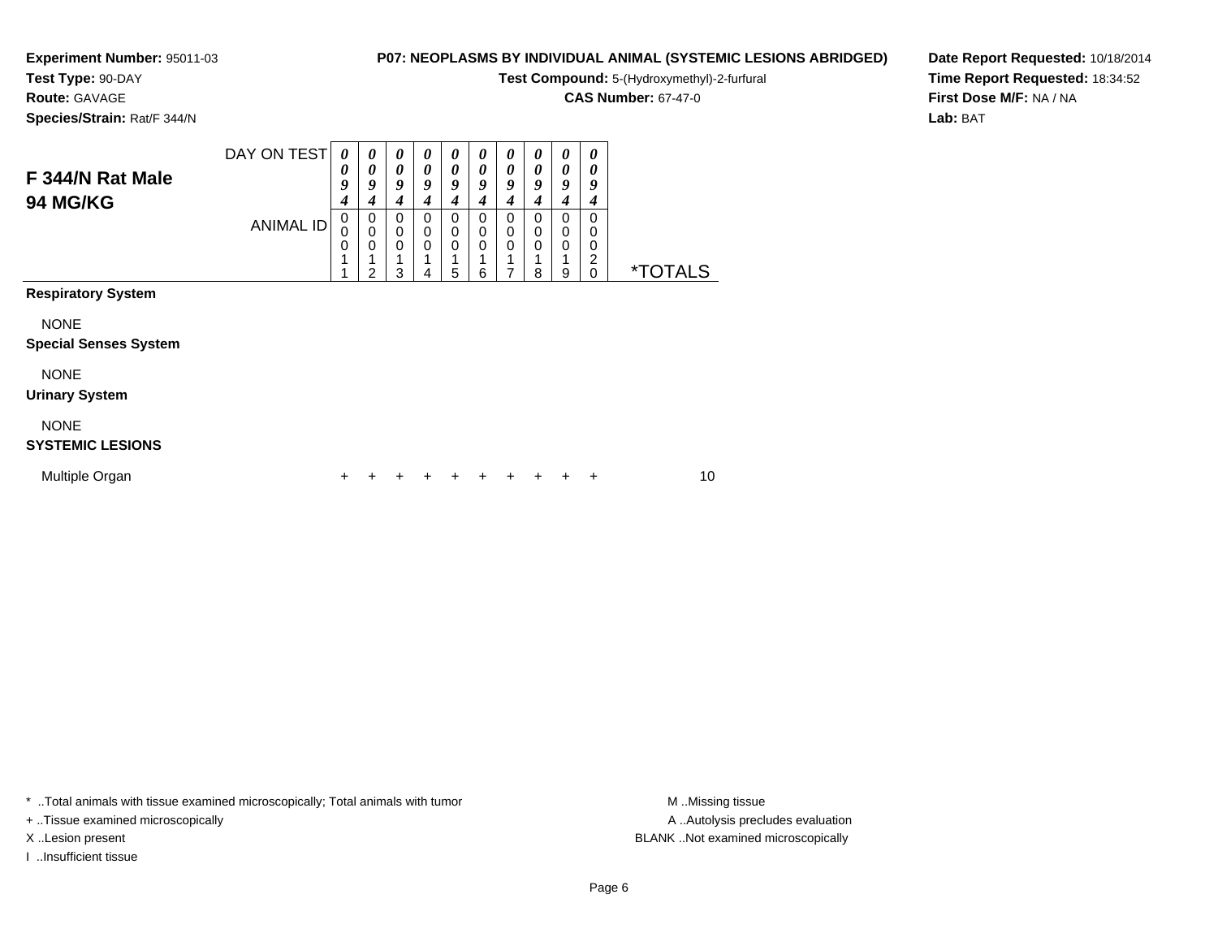**Experiment Number:** 95011-03
**Test Type:** 90-DAY
**Route:** GAVAGE
**Species/Strain:** Rat/F 344/N

**P07: NEOPLASMS BY INDIVIDUAL ANIMAL (SYSTEMIC LESIONS ABRIDGED)**
**Test Compound:** 5-(Hydroxymethyl)-2-furfural
**CAS Number:** 67-47-0

**Date Report Requested:** 10/18/2014
**Time Report Requested:** 18:34:52
**First Dose M/F:** NA / NA
**Lab:** BAT

## F 344/N Rat Male 94 MG/KG

| DAY ON TEST | 0094 | 0094 | 0094 | 0094 | 0094 | 0094 | 0094 | 0094 | 0094 | 0094 | |
|---|---|---|---|---|---|---|---|---|---|---|---|
| **ANIMAL ID** | 00011 | 00012 | 00013 | 00014 | 00015 | 00016 | 00017 | 00018 | 00019 | 00020 | ***TOTALS** |
| **Respiratory System** | | | | | | | | | | | |
| NONE | | | | | | | | | | | |
| **Special Senses System** | | | | | | | | | | | |
| NONE | | | | | | | | | | | |
| **Urinary System** | | | | | | | | | | | |
| NONE | | | | | | | | | | | |
| **SYSTEMIC LESIONS** | | | | | | | | | | | |
| Multiple Organ | + | + | + | + | + | + | + | + | + | + | 10 |

* ..Total animals with tissue examined microscopically; Total animals with tumor
+ ..Tissue examined microscopically
X ..Lesion present
I ..Insufficient tissue

M ..Missing tissue
A ..Autolysis precludes evaluation
BLANK ..Not examined microscopically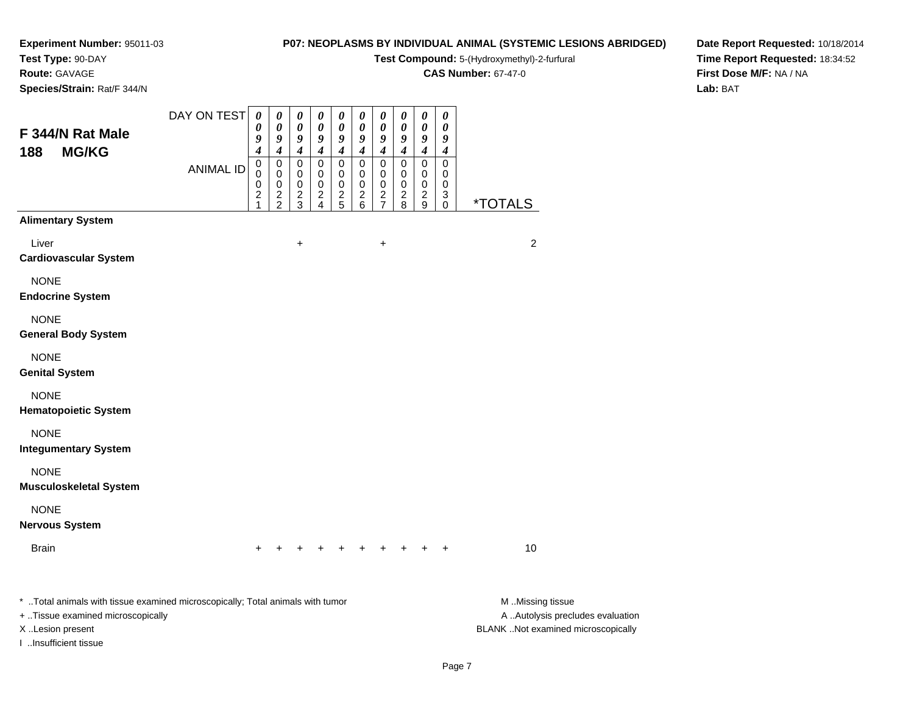**Experiment Number:** 95011-03
**Test Type:** 90-DAY
**Route:** GAVAGE
**Species/Strain:** Rat/F 344/N

**P07: NEOPLASMS BY INDIVIDUAL ANIMAL (SYSTEMIC LESIONS ABRIDGED)**
**Test Compound:** 5-(Hydroxymethyl)-2-furfural
**CAS Number:** 67-47-0

**Date Report Requested:** 10/18/2014
**Time Report Requested:** 18:34:52
**First Dose M/F:** NA / NA
**Lab:** BAT

## F 344/N Rat Male
## 188 MG/KG

| DAY ON TEST | 0094 | 0094 | 0094 | 0094 | 0094 | 0094 | 0094 | 0094 | 0094 | 0094 | |
|---|---|---|---|---|---|---|---|---|---|---|---|
| ANIMAL ID | 00021 | 00022 | 00023 | 00024 | 00025 | 00026 | 00027 | 00028 | 00029 | 00030 | *TOTALS |
| **Alimentary System** | | | | | | | | | | | |
| Liver | | | + | | | | + | | | | 2 |
| **Cardiovascular System** | | | | | | | | | | | |
| NONE | | | | | | | | | | | |
| **Endocrine System** | | | | | | | | | | | |
| NONE | | | | | | | | | | | |
| **General Body System** | | | | | | | | | | | |
| NONE | | | | | | | | | | | |
| **Genital System** | | | | | | | | | | | |
| NONE | | | | | | | | | | | |
| **Hematopoietic System** | | | | | | | | | | | |
| NONE | | | | | | | | | | | |
| **Integumentary System** | | | | | | | | | | | |
| NONE | | | | | | | | | | | |
| **Musculoskeletal System** | | | | | | | | | | | |
| NONE | | | | | | | | | | | |
| **Nervous System** | | | | | | | | | | | |
| Brain | + | + | + | + | + | + | + | + | + | + | 10 |

* ..Total animals with tissue examined microscopically; Total animals with tumor
+ ..Tissue examined microscopically
X ..Lesion present
I ..Insufficient tissue

M ..Missing tissue
A ..Autolysis precludes evaluation
BLANK ..Not examined microscopically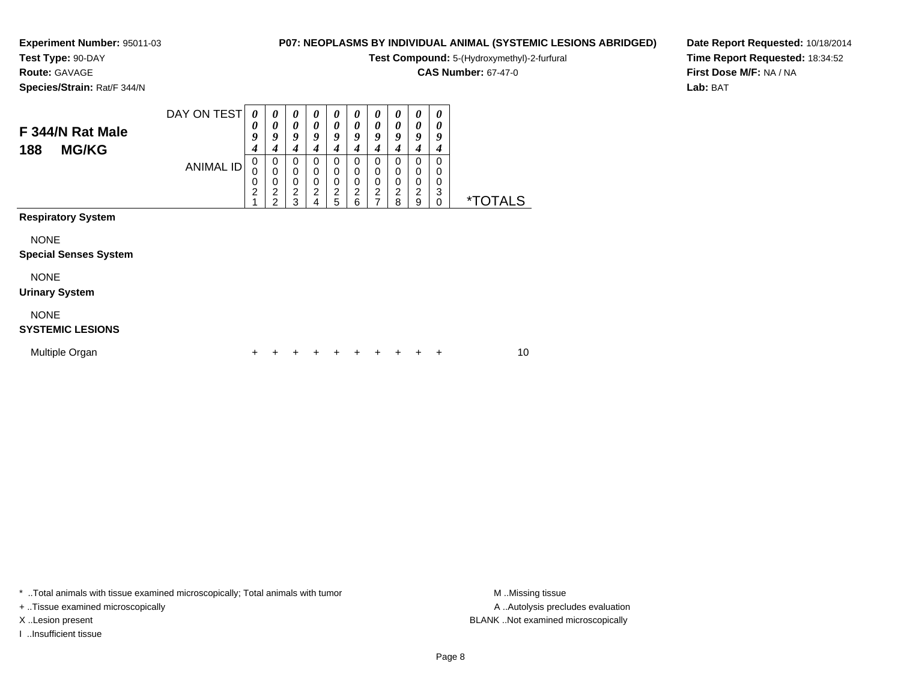**Experiment Number:** 95011-03
**Test Type:** 90-DAY
**Route:** GAVAGE
**Species/Strain:** Rat/F 344/N

**P07: NEOPLASMS BY INDIVIDUAL ANIMAL (SYSTEMIC LESIONS ABRIDGED)**
**Test Compound:** 5-(Hydroxymethyl)-2-furfural
**CAS Number:** 67-47-0

**Date Report Requested:** 10/18/2014
**Time Report Requested:** 18:34:52
**First Dose M/F:** NA / NA
**Lab:** BAT

## F 344/N Rat Male
## 188 MG/KG

| DAY ON TEST | 0094 | 0094 | 0094 | 0094 | 0094 | 0094 | 0094 | 0094 | 0094 | 0094 | |
|---|---|---|---|---|---|---|---|---|---|---|---|
| ANIMAL ID | 00021 | 00022 | 00023 | 00024 | 00025 | 00026 | 00027 | 00028 | 00029 | 00030 | *TOTALS |
| **Respiratory System** | | | | | | | | | | | |
| NONE | | | | | | | | | | | |
| **Special Senses System** | | | | | | | | | | | |
| NONE | | | | | | | | | | | |
| **Urinary System** | | | | | | | | | | | |
| NONE | | | | | | | | | | | |
| **SYSTEMIC LESIONS** | | | | | | | | | | | |
| Multiple Organ | + | + | + | + | + | + | + | + | + | + | 10 |

\* ..Total animals with tissue examined microscopically; Total animals with tumor
+ ..Tissue examined microscopically
X ..Lesion present
I ..Insufficient tissue

M ..Missing tissue
A ..Autolysis precludes evaluation
BLANK ..Not examined microscopically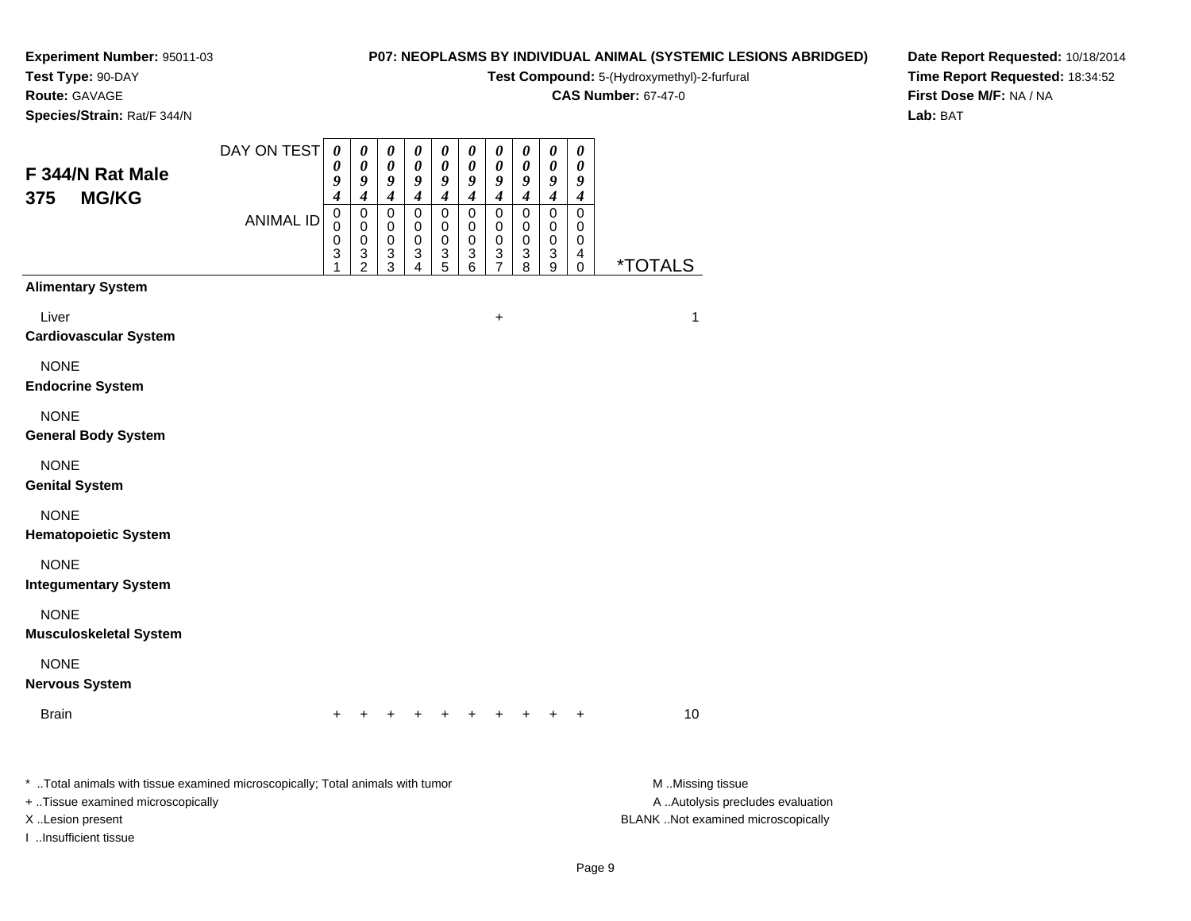**Experiment Number:** 95011-03
**Test Type:** 90-DAY
**Route:** GAVAGE
**Species/Strain:** Rat/F 344/N

**P07: NEOPLASMS BY INDIVIDUAL ANIMAL (SYSTEMIC LESIONS ABRIDGED)**
**Test Compound:** 5-(Hydroxymethyl)-2-furfural
**CAS Number:** 67-47-0

**Date Report Requested:** 10/18/2014
**Time Report Requested:** 18:34:52
**First Dose M/F:** NA / NA
**Lab:** BAT

## F 344/N Rat Male 375 MG/KG

| DAY ON TEST | 0094 | 0094 | 0094 | 0094 | 0094 | 0094 | 0094 | 0094 | 0094 | 0094 | |
|---|---|---|---|---|---|---|---|---|---|---|---|
| ANIMAL ID | 00031 | 00032 | 00033 | 00034 | 00035 | 00036 | 00037 | 00038 | 00039 | 00040 | *TOTALS |
| **Alimentary System** | | | | | | | | | | | |
| Liver | | | | | | | + | | | | 1 |
| **Cardiovascular System** | | | | | | | | | | | |
| NONE | | | | | | | | | | | |
| **Endocrine System** | | | | | | | | | | | |
| NONE | | | | | | | | | | | |
| **General Body System** | | | | | | | | | | | |
| NONE | | | | | | | | | | | |
| **Genital System** | | | | | | | | | | | |
| NONE | | | | | | | | | | | |
| **Hematopoietic System** | | | | | | | | | | | |
| NONE | | | | | | | | | | | |
| **Integumentary System** | | | | | | | | | | | |
| NONE | | | | | | | | | | | |
| **Musculoskeletal System** | | | | | | | | | | | |
| NONE | | | | | | | | | | | |
| **Nervous System** | | | | | | | | | | | |
| Brain | + | + | + | + | + | + | + | + | + | + | 10 |

* ..Total animals with tissue examined microscopically; Total animals with tumor
+ ..Tissue examined microscopically
X ..Lesion present
I ..Insufficient tissue

M ..Missing tissue
A ..Autolysis precludes evaluation
BLANK ..Not examined microscopically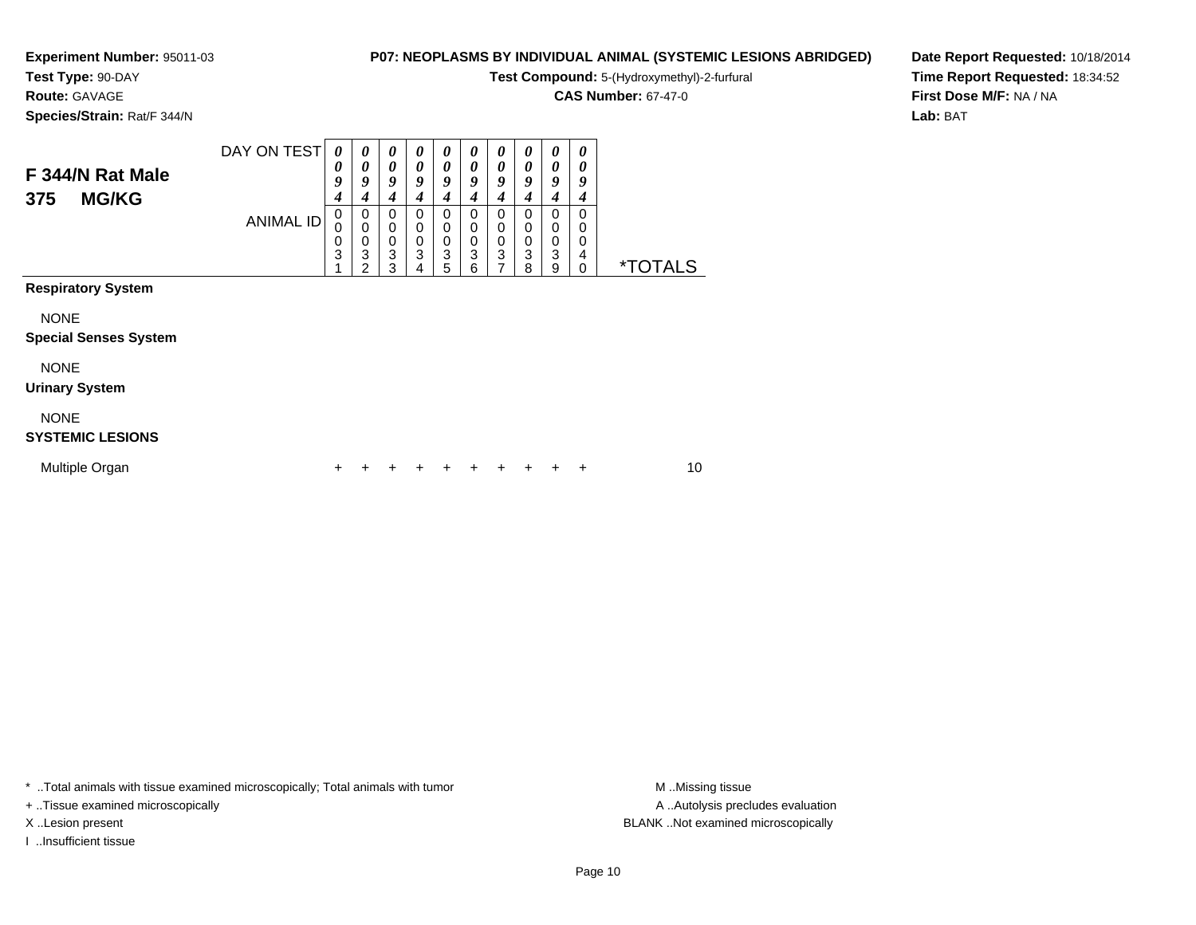**Experiment Number:** 95011-03
**Test Type:** 90-DAY
**Route:** GAVAGE
**Species/Strain:** Rat/F 344/N

**P07: NEOPLASMS BY INDIVIDUAL ANIMAL (SYSTEMIC LESIONS ABRIDGED)**
**Test Compound:** 5-(Hydroxymethyl)-2-furfural
**CAS Number:** 67-47-0

**Date Report Requested:** 10/18/2014
**Time Report Requested:** 18:34:52
**First Dose M/F:** NA / NA
**Lab:** BAT

## F 344/N Rat Male
## 375 MG/KG

| | | | | | | | | | | | |
|---|---|---|---|---|---|---|---|---|---|---|---|
| DAY ON TEST | 0094 | 0094 | 0094 | 0094 | 0094 | 0094 | 0094 | 0094 | 0094 | 0094 | |
| ANIMAL ID | 00031 | 00032 | 00033 | 00034 | 00035 | 00036 | 00037 | 00038 | 00039 | 00040 | *TOTALS |
| **Respiratory System** | | | | | | | | | | | |
| NONE | | | | | | | | | | | |
| **Special Senses System** | | | | | | | | | | | |
| NONE | | | | | | | | | | | |
| **Urinary System** | | | | | | | | | | | |
| NONE | | | | | | | | | | | |
| **SYSTEMIC LESIONS** | | | | | | | | | | | |
| Multiple Organ | + | + | + | + | + | + | + | + | + | + | 10 |

* ..Total animals with tissue examined microscopically; Total animals with tumor
+ ..Tissue examined microscopically
X ..Lesion present
I ..Insufficient tissue

M ..Missing tissue
A ..Autolysis precludes evaluation
BLANK ..Not examined microscopically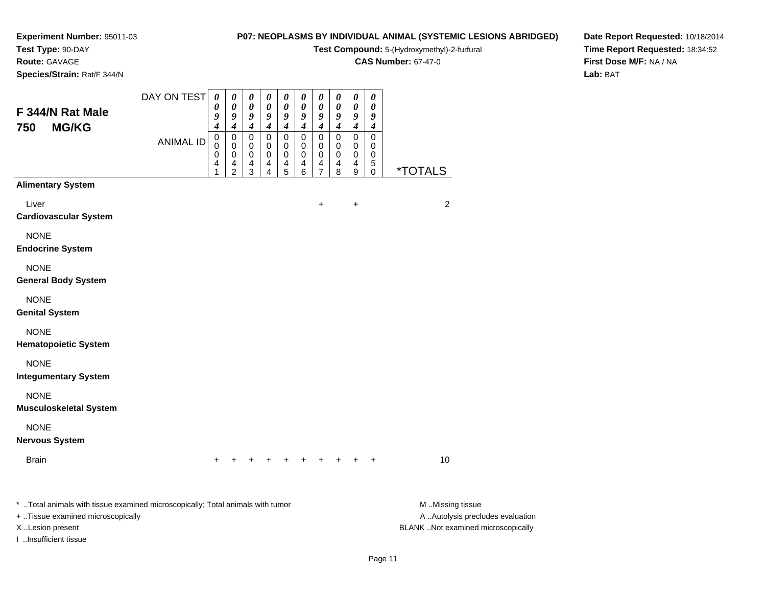**Experiment Number:** 95011-03
**Test Type:** 90-DAY
**Route:** GAVAGE
**Species/Strain:** Rat/F 344/N

**P07: NEOPLASMS BY INDIVIDUAL ANIMAL (SYSTEMIC LESIONS ABRIDGED)**
**Test Compound:** 5-(Hydroxymethyl)-2-furfural
**CAS Number:** 67-47-0

**Date Report Requested:** 10/18/2014
**Time Report Requested:** 18:34:52
**First Dose M/F:** NA / NA
**Lab:** BAT

## F 344/N Rat Male 750 MG/KG

| DAY ON TEST | 0094 | 0094 | 0094 | 0094 | 0094 | 0094 | 0094 | 0094 | 0094 | 0094 | |
|---|---|---|---|---|---|---|---|---|---|---|---|
| ANIMAL ID | 00041 | 00042 | 00043 | 00044 | 00045 | 00046 | 00047 | 00048 | 00049 | 00050 | *TOTALS |
| **Alimentary System** | | | | | | | | | | | |
| Liver | | | | | | | + | | + | | 2 |
| **Cardiovascular System** | | | | | | | | | | | |
| NONE | | | | | | | | | | | |
| **Endocrine System** | | | | | | | | | | | |
| NONE | | | | | | | | | | | |
| **General Body System** | | | | | | | | | | | |
| NONE | | | | | | | | | | | |
| **Genital System** | | | | | | | | | | | |
| NONE | | | | | | | | | | | |
| **Hematopoietic System** | | | | | | | | | | | |
| NONE | | | | | | | | | | | |
| **Integumentary System** | | | | | | | | | | | |
| NONE | | | | | | | | | | | |
| **Musculoskeletal System** | | | | | | | | | | | |
| NONE | | | | | | | | | | | |
| **Nervous System** | | | | | | | | | | | |
| Brain | + | + | + | + | + | + | + | + | + | + | 10 |

* ..Total animals with tissue examined microscopically; Total animals with tumor
+ ..Tissue examined microscopically
X ..Lesion present
I ..Insufficient tissue

M ..Missing tissue
A ..Autolysis precludes evaluation
BLANK ..Not examined microscopically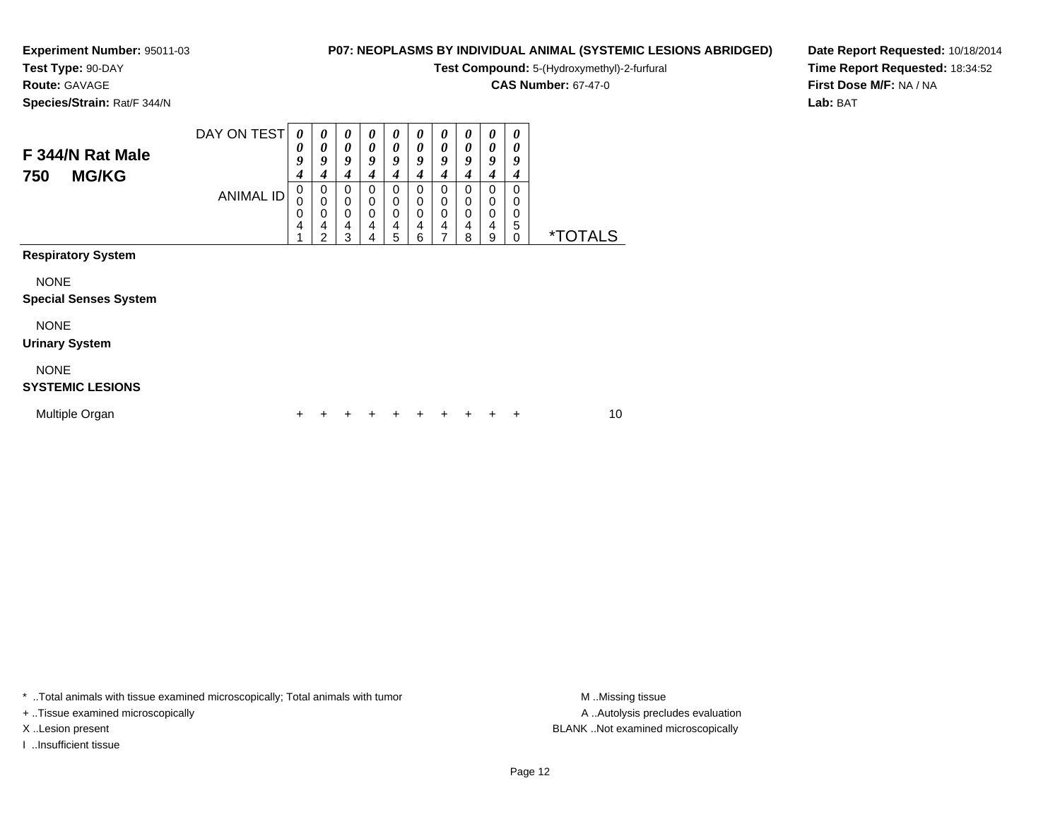**Experiment Number:** 95011-03
**Test Type:** 90-DAY
**Route:** GAVAGE
**Species/Strain:** Rat/F 344/N

**P07: NEOPLASMS BY INDIVIDUAL ANIMAL (SYSTEMIC LESIONS ABRIDGED)**
**Test Compound:** 5-(Hydroxymethyl)-2-furfural
**CAS Number:** 67-47-0

**Date Report Requested:** 10/18/2014
**Time Report Requested:** 18:34:52
**First Dose M/F:** NA / NA
**Lab:** BAT

## F 344/N Rat Male 750 MG/KG

| DAY ON TEST | 0094 | 0094 | 0094 | 0094 | 0094 | 0094 | 0094 | 0094 | 0094 | 0094 | |
|---|---|---|---|---|---|---|---|---|---|---|---|
| ANIMAL ID | 00041 | 00042 | 00043 | 00044 | 00045 | 00046 | 00047 | 00048 | 00049 | 00050 | *TOTALS |
| **Respiratory System** | | | | | | | | | | | |
| NONE | | | | | | | | | | | |
| **Special Senses System** | | | | | | | | | | | |
| NONE | | | | | | | | | | | |
| **Urinary System** | | | | | | | | | | | |
| NONE | | | | | | | | | | | |
| **SYSTEMIC LESIONS** | | | | | | | | | | | |
| Multiple Organ | + | + | + | + | + | + | + | + | + | + | 10 |

* ..Total animals with tissue examined microscopically; Total animals with tumor
+ ..Tissue examined microscopically
X ..Lesion present
I ..Insufficient tissue

M ..Missing tissue
A ..Autolysis precludes evaluation
BLANK ..Not examined microscopically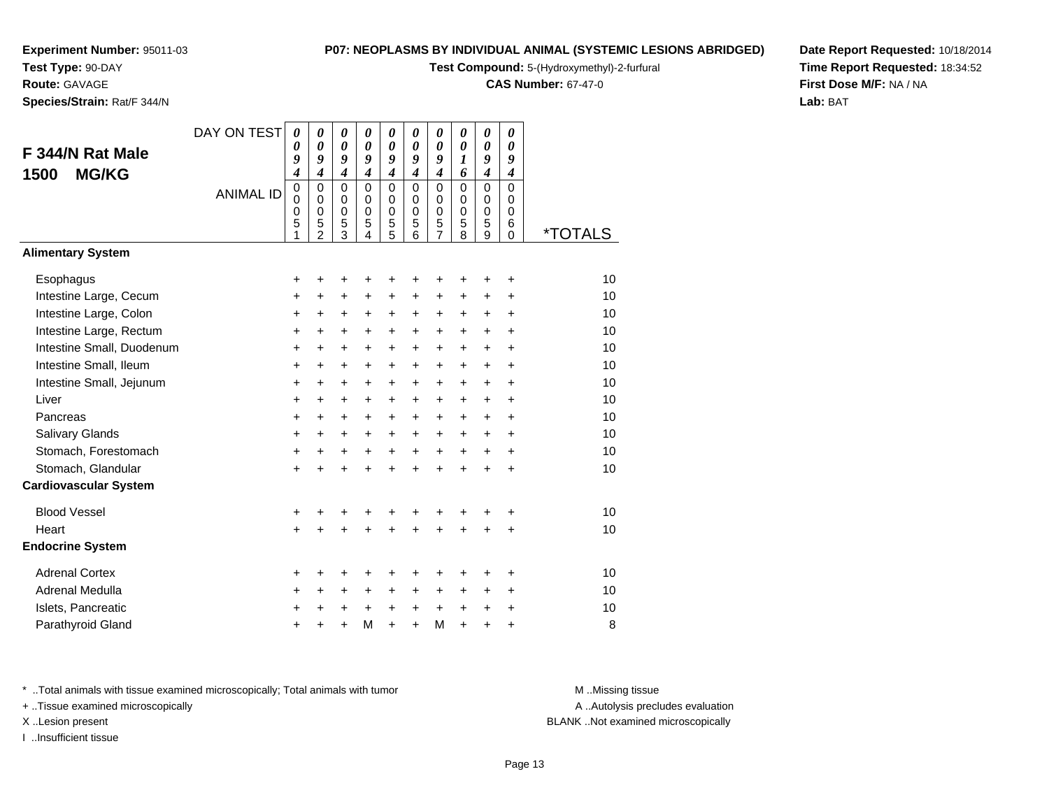**Experiment Number:** 95011-03
**Test Type:** 90-DAY
**Route:** GAVAGE
**Species/Strain:** Rat/F 344/N

**P07: NEOPLASMS BY INDIVIDUAL ANIMAL (SYSTEMIC LESIONS ABRIDGED)**
**Test Compound:** 5-(Hydroxymethyl)-2-furfural
**CAS Number:** 67-47-0

**Date Report Requested:** 10/18/2014
**Time Report Requested:** 18:34:52
**First Dose M/F:** NA / NA
**Lab:** BAT

## F 344/N Rat Male 1500 MG/KG

| DAY ON TEST | 0094 | 0094 | 0094 | 0094 | 0094 | 0094 | 0094 | 0016 | 0094 | 0094 | |
|---|---|---|---|---|---|---|---|---|---|---|---|
| ANIMAL ID | 00051 | 00052 | 00053 | 00054 | 00055 | 00056 | 00057 | 00058 | 00059 | 00060 | *TOTALS |
| **Alimentary System** | | | | | | | | | | | |
| Esophagus | + | + | + | + | + | + | + | + | + | + | 10 |
| Intestine Large, Cecum | + | + | + | + | + | + | + | + | + | + | 10 |
| Intestine Large, Colon | + | + | + | + | + | + | + | + | + | + | 10 |
| Intestine Large, Rectum | + | + | + | + | + | + | + | + | + | + | 10 |
| Intestine Small, Duodenum | + | + | + | + | + | + | + | + | + | + | 10 |
| Intestine Small, Ileum | + | + | + | + | + | + | + | + | + | + | 10 |
| Intestine Small, Jejunum | + | + | + | + | + | + | + | + | + | + | 10 |
| Liver | + | + | + | + | + | + | + | + | + | + | 10 |
| Pancreas | + | + | + | + | + | + | + | + | + | + | 10 |
| Salivary Glands | + | + | + | + | + | + | + | + | + | + | 10 |
| Stomach, Forestomach | + | + | + | + | + | + | + | + | + | + | 10 |
| Stomach, Glandular | + | + | + | + | + | + | + | + | + | + | 10 |
| **Cardiovascular System** | | | | | | | | | | | |
| Blood Vessel | + | + | + | + | + | + | + | + | + | + | 10 |
| Heart | + | + | + | + | + | + | + | + | + | + | 10 |
| **Endocrine System** | | | | | | | | | | | |
| Adrenal Cortex | + | + | + | + | + | + | + | + | + | + | 10 |
| Adrenal Medulla | + | + | + | + | + | + | + | + | + | + | 10 |
| Islets, Pancreatic | + | + | + | + | + | + | + | + | + | + | 10 |
| Parathyroid Gland | + | + | + | M | + | + | M | + | + | + | 8 |

* ..Total animals with tissue examined microscopically; Total animals with tumor
+ ..Tissue examined microscopically
X ..Lesion present
I ..Insufficient tissue

M ..Missing tissue
A ..Autolysis precludes evaluation
BLANK ..Not examined microscopically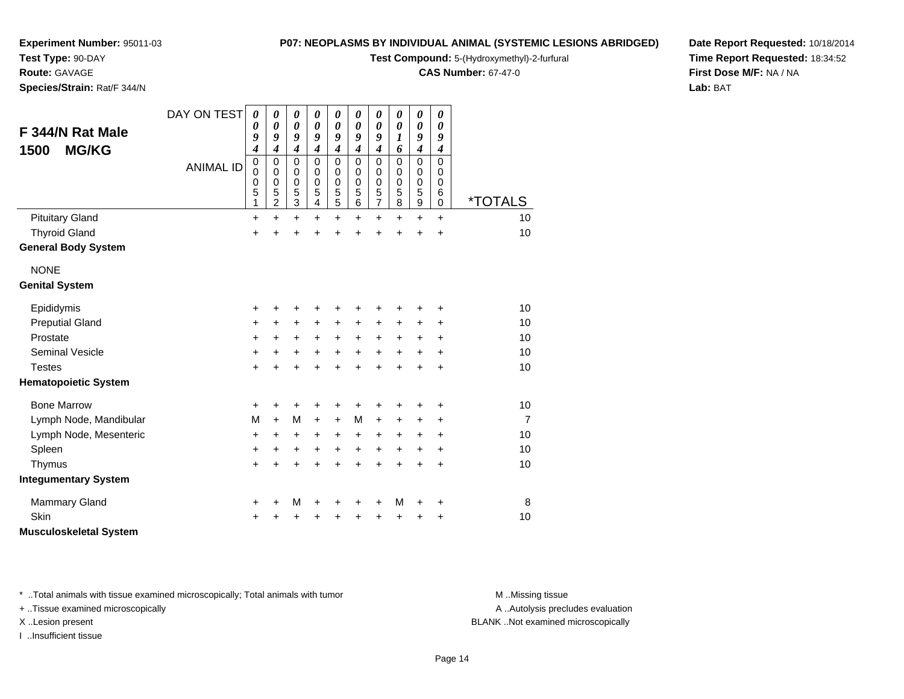**Experiment Number:** 95011-03
**Test Type:** 90-DAY
**Route:** GAVAGE
**Species/Strain:** Rat/F 344/N

**P07: NEOPLASMS BY INDIVIDUAL ANIMAL (SYSTEMIC LESIONS ABRIDGED)**
**Test Compound:** 5-(Hydroxymethyl)-2-furfural
**CAS Number:** 67-47-0

**Date Report Requested:** 10/18/2014
**Time Report Requested:** 18:34:52
**First Dose M/F:** NA / NA
**Lab:** BAT

## F 344/N Rat Male 1500 MG/KG

| DAY ON TEST | 0094 | 0094 | 0094 | 0094 | 0094 | 0094 | 0094 | 0016 | 0094 | 0094 | |
|---|---|---|---|---|---|---|---|---|---|---|---|
| ANIMAL ID | 00051 | 00052 | 00053 | 00054 | 00055 | 00056 | 00057 | 00058 | 00059 | 00060 | *TOTALS |
| Pituitary Gland | + | + | + | + | + | + | + | + | + | + | 10 |
| Thyroid Gland | + | + | + | + | + | + | + | + | + | + | 10 |
| **General Body System** | | | | | | | | | | | |
| NONE | | | | | | | | | | | |
| **Genital System** | | | | | | | | | | | |
| Epididymis | + | + | + | + | + | + | + | + | + | + | 10 |
| Preputial Gland | + | + | + | + | + | + | + | + | + | + | 10 |
| Prostate | + | + | + | + | + | + | + | + | + | + | 10 |
| Seminal Vesicle | + | + | + | + | + | + | + | + | + | + | 10 |
| Testes | + | + | + | + | + | + | + | + | + | + | 10 |
| **Hematopoietic System** | | | | | | | | | | | |
| Bone Marrow | + | + | + | + | + | + | + | + | + | + | 10 |
| Lymph Node, Mandibular | M | + | M | + | + | M | + | + | + | + | 7 |
| Lymph Node, Mesenteric | + | + | + | + | + | + | + | + | + | + | 10 |
| Spleen | + | + | + | + | + | + | + | + | + | + | 10 |
| Thymus | + | + | + | + | + | + | + | + | + | + | 10 |
| **Integumentary System** | | | | | | | | | | | |
| Mammary Gland | + | + | M | + | + | + | + | M | + | + | 8 |
| Skin | + | + | + | + | + | + | + | + | + | + | 10 |
| **Musculoskeletal System** | | | | | | | | | | | |

\* ..Total animals with tissue examined microscopically; Total animals with tumor
\+ ..Tissue examined microscopically
X ..Lesion present
I ..Insufficient tissue

M ..Missing tissue
A ..Autolysis precludes evaluation
BLANK ..Not examined microscopically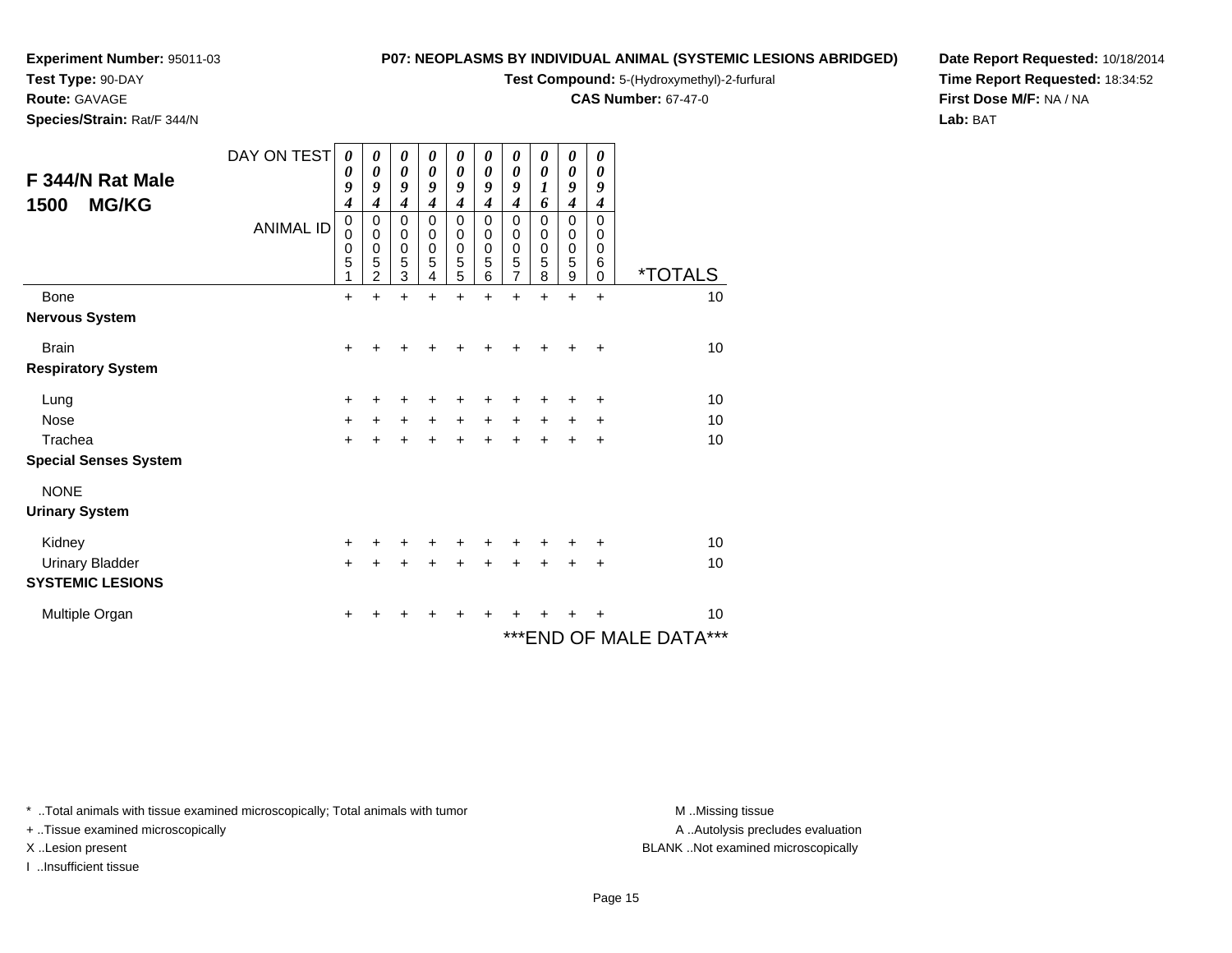**Experiment Number:** 95011-03
**Test Type:** 90-DAY
**Route:** GAVAGE
**Species/Strain:** Rat/F 344/N

**P07: NEOPLASMS BY INDIVIDUAL ANIMAL (SYSTEMIC LESIONS ABRIDGED)**
**Test Compound:** 5-(Hydroxymethyl)-2-furfural
**CAS Number:** 67-47-0

**Date Report Requested:** 10/18/2014
**Time Report Requested:** 18:34:52
**First Dose M/F:** NA / NA
**Lab:** BAT

## F 344/N Rat Male 1500 MG/KG

| DAY ON TEST | 0094 | 0094 | 0094 | 0094 | 0094 | 0094 | 0094 | 0016 | 0094 | 0094 | |
|---|---|---|---|---|---|---|---|---|---|---|---|
| **ANIMAL ID** | 00051 | 00052 | 00053 | 00054 | 00055 | 00056 | 00057 | 00058 | 00059 | 00060 | ***TOTALS** |
| Bone | + | + | + | + | + | + | + | + | + | + | 10 |
| **Nervous System** | | | | | | | | | | | |
| Brain | + | + | + | + | + | + | + | + | + | + | 10 |
| **Respiratory System** | | | | | | | | | | | |
| Lung | + | + | + | + | + | + | + | + | + | + | 10 |
| Nose | + | + | + | + | + | + | + | + | + | + | 10 |
| Trachea | + | + | + | + | + | + | + | + | + | + | 10 |
| **Special Senses System** | | | | | | | | | | | |
| NONE | | | | | | | | | | | |
| **Urinary System** | | | | | | | | | | | |
| Kidney | + | + | + | + | + | + | + | + | + | + | 10 |
| Urinary Bladder | + | + | + | + | + | + | + | + | + | + | 10 |
| **SYSTEMIC LESIONS** | | | | | | | | | | | |
| Multiple Organ | + | + | + | + | + | + | + | + | + | + | 10 |

***END OF MALE DATA***

* ..Total animals with tissue examined microscopically; Total animals with tumor
+ ..Tissue examined microscopically
X ..Lesion present
I ..Insufficient tissue

M ..Missing tissue
A ..Autolysis precludes evaluation
BLANK ..Not examined microscopically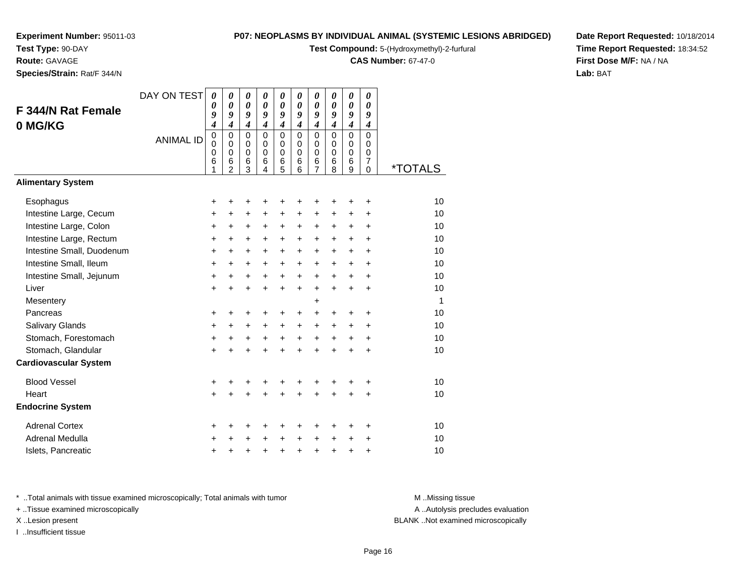**Experiment Number:** 95011-03
**Test Type:** 90-DAY
**Route:** GAVAGE
**Species/Strain:** Rat/F 344/N

**P07: NEOPLASMS BY INDIVIDUAL ANIMAL (SYSTEMIC LESIONS ABRIDGED)**
**Test Compound:** 5-(Hydroxymethyl)-2-furfural
**CAS Number:** 67-47-0

**Date Report Requested:** 10/18/2014
**Time Report Requested:** 18:34:52
**First Dose M/F:** NA / NA
**Lab:** BAT

## F 344/N Rat Female
## 0 MG/KG

| DAY ON TEST | 0094 | 0094 | 0094 | 0094 | 0094 | 0094 | 0094 | 0094 | 0094 | 0094 | |
|---|---|---|---|---|---|---|---|---|---|---|---|
| ANIMAL ID | 00061 | 00062 | 00063 | 00064 | 00065 | 00066 | 00067 | 00068 | 00069 | 00070 | *TOTALS |
| **Alimentary System** | | | | | | | | | | | |
| Esophagus | + | + | + | + | + | + | + | + | + | + | 10 |
| Intestine Large, Cecum | + | + | + | + | + | + | + | + | + | + | 10 |
| Intestine Large, Colon | + | + | + | + | + | + | + | + | + | + | 10 |
| Intestine Large, Rectum | + | + | + | + | + | + | + | + | + | + | 10 |
| Intestine Small, Duodenum | + | + | + | + | + | + | + | + | + | + | 10 |
| Intestine Small, Ileum | + | + | + | + | + | + | + | + | + | + | 10 |
| Intestine Small, Jejunum | + | + | + | + | + | + | + | + | + | + | 10 |
| Liver | + | + | + | + | + | + | + | + | + | + | 10 |
| Mesentery | | | | | | | + | | | | 1 |
| Pancreas | + | + | + | + | + | + | + | + | + | + | 10 |
| Salivary Glands | + | + | + | + | + | + | + | + | + | + | 10 |
| Stomach, Forestomach | + | + | + | + | + | + | + | + | + | + | 10 |
| Stomach, Glandular | + | + | + | + | + | + | + | + | + | + | 10 |
| **Cardiovascular System** | | | | | | | | | | | |
| Blood Vessel | + | + | + | + | + | + | + | + | + | + | 10 |
| Heart | + | + | + | + | + | + | + | + | + | + | 10 |
| **Endocrine System** | | | | | | | | | | | |
| Adrenal Cortex | + | + | + | + | + | + | + | + | + | + | 10 |
| Adrenal Medulla | + | + | + | + | + | + | + | + | + | + | 10 |
| Islets, Pancreatic | + | + | + | + | + | + | + | + | + | + | 10 |

* ..Total animals with tissue examined microscopically; Total animals with tumor
+ ..Tissue examined microscopically
X ..Lesion present
I ..Insufficient tissue

M ..Missing tissue
A ..Autolysis precludes evaluation
BLANK ..Not examined microscopically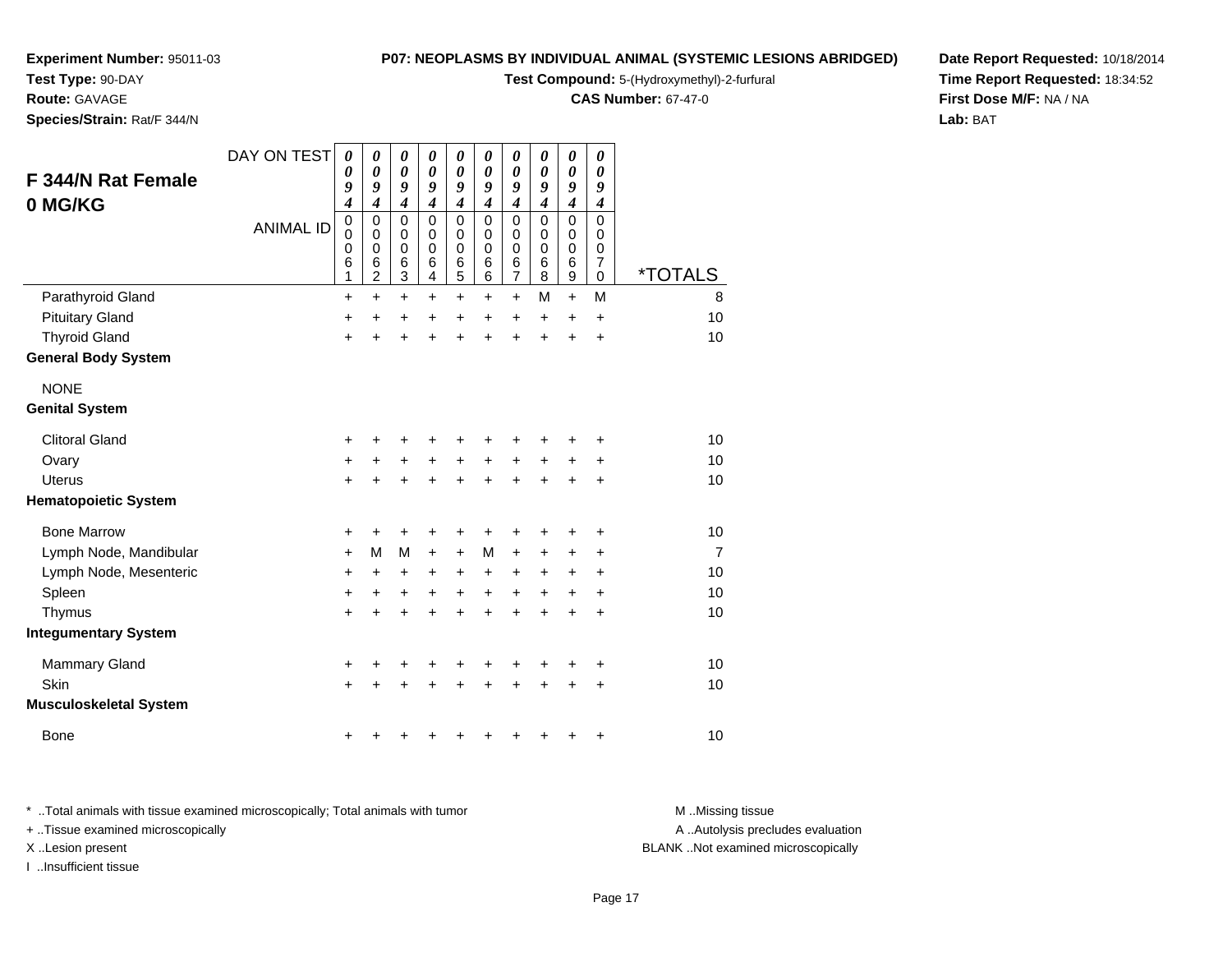**Experiment Number:** 95011-03
**Test Type:** 90-DAY
**Route:** GAVAGE
**Species/Strain:** Rat/F 344/N

**P07: NEOPLASMS BY INDIVIDUAL ANIMAL (SYSTEMIC LESIONS ABRIDGED)**
**Test Compound:** 5-(Hydroxymethyl)-2-furfural
**CAS Number:** 67-47-0

**Date Report Requested:** 10/18/2014
**Time Report Requested:** 18:34:52
**First Dose M/F:** NA / NA
**Lab:** BAT

## F 344/N Rat Female 0 MG/KG

| DAY ON TEST | 0094 | 0094 | 0094 | 0094 | 0094 | 0094 | 0094 | 0094 | 0094 | 0094 | |
|---|---|---|---|---|---|---|---|---|---|---|---|
| ANIMAL ID | 00061 | 00062 | 00063 | 00064 | 00065 | 00066 | 00067 | 00068 | 00069 | 00070 | *TOTALS |
| Parathyroid Gland | + | + | + | + | + | + | + | M | + | M | 8 |
| Pituitary Gland | + | + | + | + | + | + | + | + | + | + | 10 |
| Thyroid Gland | + | + | + | + | + | + | + | + | + | + | 10 |
| **General Body System** | | | | | | | | | | | |
| NONE | | | | | | | | | | | |
| **Genital System** | | | | | | | | | | | |
| Clitoral Gland | + | + | + | + | + | + | + | + | + | + | 10 |
| Ovary | + | + | + | + | + | + | + | + | + | + | 10 |
| Uterus | + | + | + | + | + | + | + | + | + | + | 10 |
| **Hematopoietic System** | | | | | | | | | | | |
| Bone Marrow | + | + | + | + | + | + | + | + | + | + | 10 |
| Lymph Node, Mandibular | + | M | M | + | + | M | + | + | + | + | 7 |
| Lymph Node, Mesenteric | + | + | + | + | + | + | + | + | + | + | 10 |
| Spleen | + | + | + | + | + | + | + | + | + | + | 10 |
| Thymus | + | + | + | + | + | + | + | + | + | + | 10 |
| **Integumentary System** | | | | | | | | | | | |
| Mammary Gland | + | + | + | + | + | + | + | + | + | + | 10 |
| Skin | + | + | + | + | + | + | + | + | + | + | 10 |
| **Musculoskeletal System** | | | | | | | | | | | |
| Bone | + | + | + | + | + | + | + | + | + | + | 10 |

* ..Total animals with tissue examined microscopically; Total animals with tumor
+ ..Tissue examined microscopically
X ..Lesion present
I ..Insufficient tissue

M ..Missing tissue
A ..Autolysis precludes evaluation
BLANK ..Not examined microscopically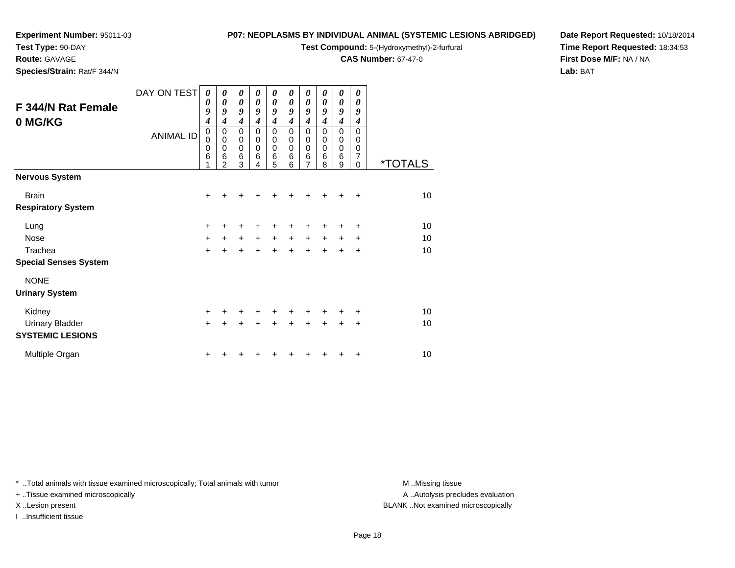**Experiment Number:** 95011-03
**Test Type:** 90-DAY
**Route:** GAVAGE
**Species/Strain:** Rat/F 344/N

**P07: NEOPLASMS BY INDIVIDUAL ANIMAL (SYSTEMIC LESIONS ABRIDGED)**
**Test Compound:** 5-(Hydroxymethyl)-2-furfural
**CAS Number:** 67-47-0

**Date Report Requested:** 10/18/2014
**Time Report Requested:** 18:34:53
**First Dose M/F:** NA / NA
**Lab:** BAT

## F 344/N Rat Female 0 MG/KG

| DAY ON TEST | 0094 | 0094 | 0094 | 0094 | 0094 | 0094 | 0094 | 0094 | 0094 | 0094 | |
|---|---|---|---|---|---|---|---|---|---|---|---|
| **ANIMAL ID** | 00061 | 00062 | 00063 | 00064 | 00065 | 00066 | 00067 | 00068 | 00069 | 00070 | ***TOTALS** |
| **Nervous System** | | | | | | | | | | | |
| Brain | + | + | + | + | + | + | + | + | + | + | 10 |
| **Respiratory System** | | | | | | | | | | | |
| Lung | + | + | + | + | + | + | + | + | + | + | 10 |
| Nose | + | + | + | + | + | + | + | + | + | + | 10 |
| Trachea | + | + | + | + | + | + | + | + | + | + | 10 |
| **Special Senses System** | | | | | | | | | | | |
| NONE | | | | | | | | | | | |
| **Urinary System** | | | | | | | | | | | |
| Kidney | + | + | + | + | + | + | + | + | + | + | 10 |
| Urinary Bladder | + | + | + | + | + | + | + | + | + | + | 10 |
| **SYSTEMIC LESIONS** | | | | | | | | | | | |
| Multiple Organ | + | + | + | + | + | + | + | + | + | + | 10 |

\* ..Total animals with tissue examined microscopically; Total animals with tumor
\+ ..Tissue examined microscopically
X ..Lesion present
I ..Insufficient tissue

M ..Missing tissue
A ..Autolysis precludes evaluation
BLANK ..Not examined microscopically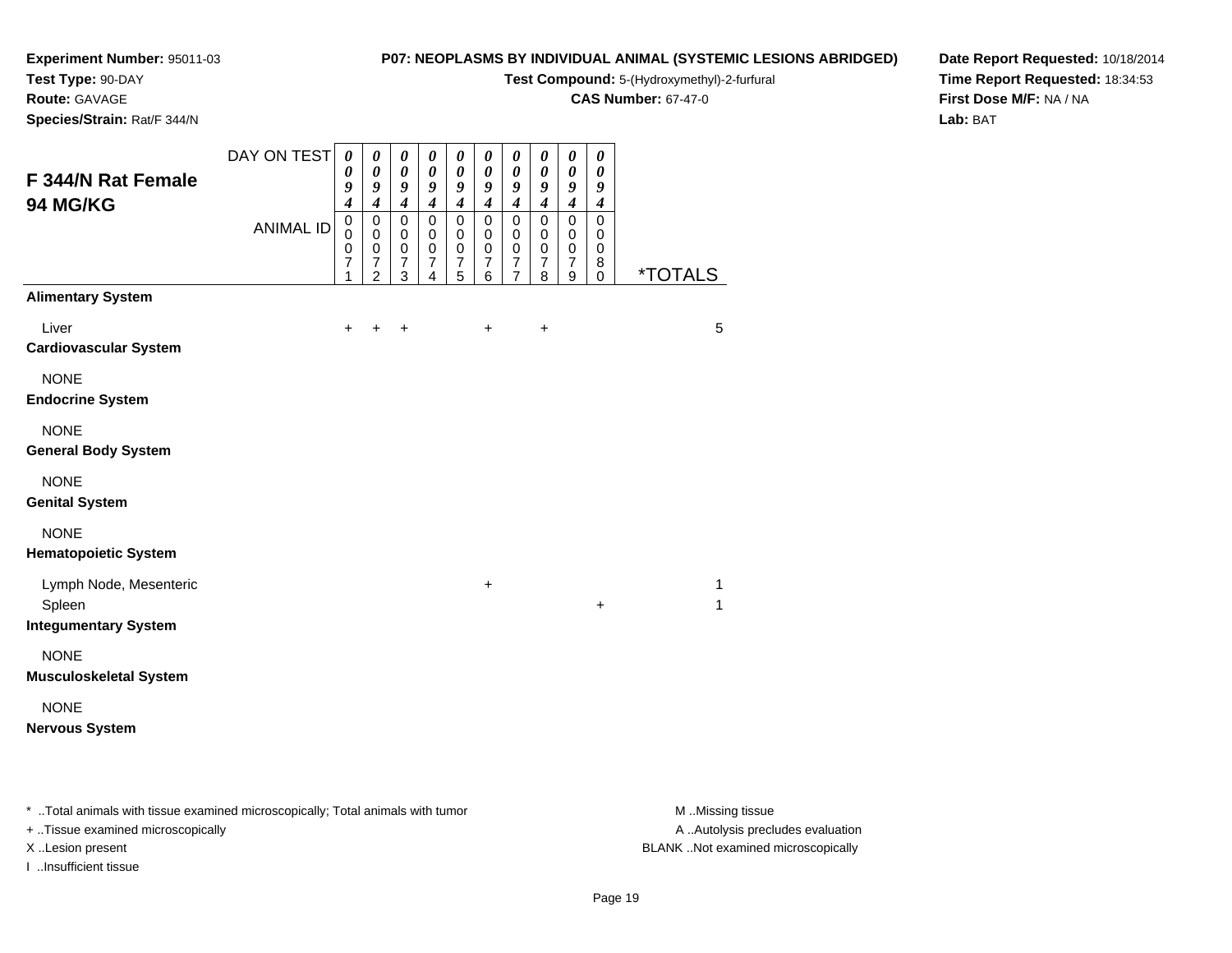**Experiment Number:** 95011-03
**Test Type:** 90-DAY
**Route:** GAVAGE
**Species/Strain:** Rat/F 344/N

**P07: NEOPLASMS BY INDIVIDUAL ANIMAL (SYSTEMIC LESIONS ABRIDGED)**
**Test Compound:** 5-(Hydroxymethyl)-2-furfural
**CAS Number:** 67-47-0

**Date Report Requested:** 10/18/2014
**Time Report Requested:** 18:34:53
**First Dose M/F:** NA / NA
**Lab:** BAT

## F 344/N Rat Female 94 MG/KG

| DAY ON TEST | 0094 | 0094 | 0094 | 0094 | 0094 | 0094 | 0094 | 0094 | 0094 | 0094 | |
|---|---|---|---|---|---|---|---|---|---|---|---|
| ANIMAL ID | 00071 | 00072 | 00073 | 00074 | 00075 | 00076 | 00077 | 00078 | 00079 | 00080 | *TOTALS |
| **Alimentary System** | | | | | | | | | | | |
| Liver | + | + | + | | | + | | + | | | 5 |
| **Cardiovascular System** | | | | | | | | | | | |
| NONE | | | | | | | | | | | |
| **Endocrine System** | | | | | | | | | | | |
| NONE | | | | | | | | | | | |
| **General Body System** | | | | | | | | | | | |
| NONE | | | | | | | | | | | |
| **Genital System** | | | | | | | | | | | |
| NONE | | | | | | | | | | | |
| **Hematopoietic System** | | | | | | | | | | | |
| Lymph Node, Mesenteric | | | | | | + | | | | | 1 |
| Spleen | | | | | | | | | | + | 1 |
| **Integumentary System** | | | | | | | | | | | |
| NONE | | | | | | | | | | | |
| **Musculoskeletal System** | | | | | | | | | | | |
| NONE | | | | | | | | | | | |
| **Nervous System** | | | | | | | | | | | |

\* ..Total animals with tissue examined microscopically; Total animals with tumor
+ ..Tissue examined microscopically
X ..Lesion present
I ..Insufficient tissue

M ..Missing tissue
A ..Autolysis precludes evaluation
BLANK ..Not examined microscopically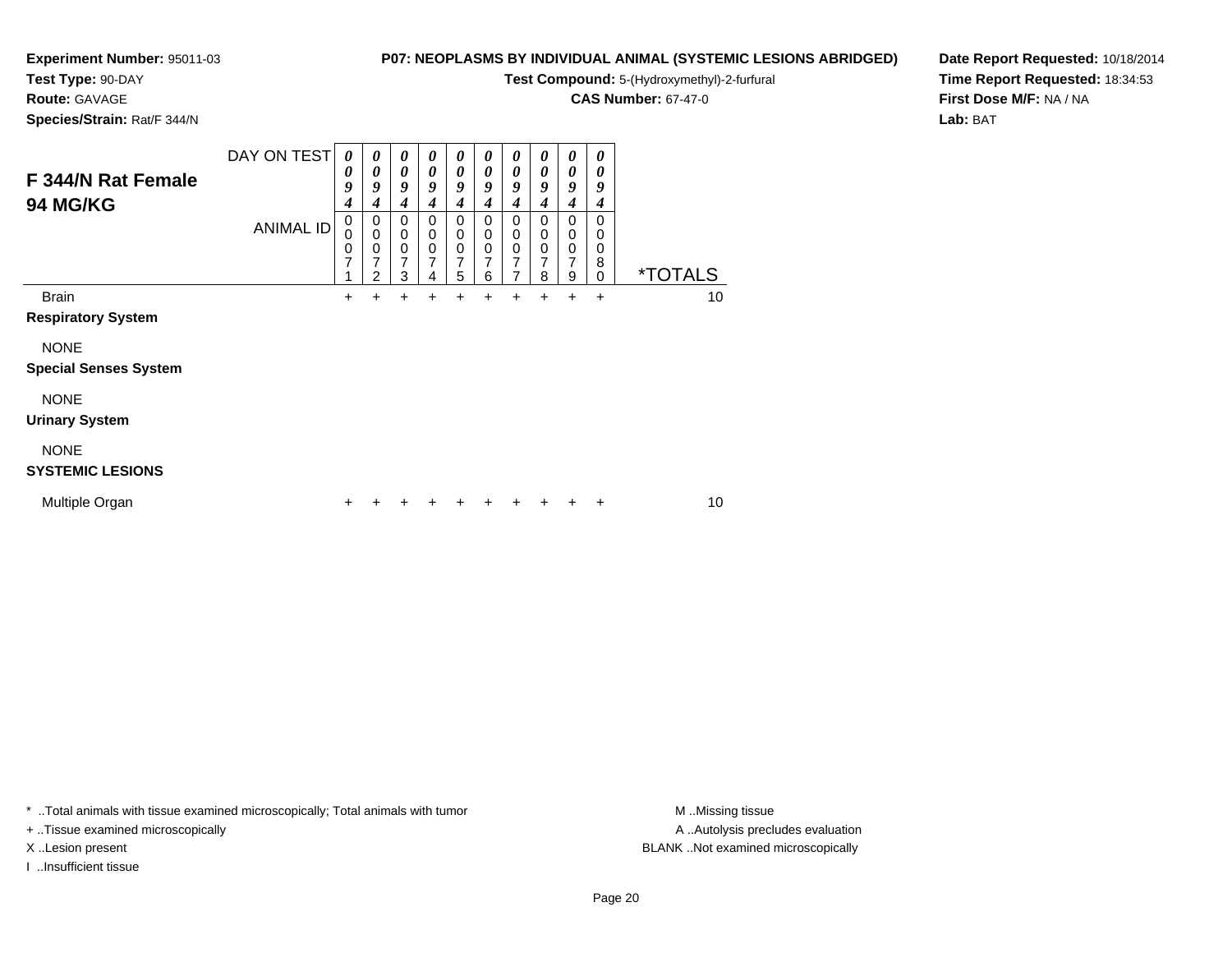**Experiment Number:** 95011-03
**Test Type:** 90-DAY
**Route:** GAVAGE
**Species/Strain:** Rat/F 344/N

**P07: NEOPLASMS BY INDIVIDUAL ANIMAL (SYSTEMIC LESIONS ABRIDGED)**
**Test Compound:** 5-(Hydroxymethyl)-2-furfural
**CAS Number:** 67-47-0

**Date Report Requested:** 10/18/2014
**Time Report Requested:** 18:34:53
**First Dose M/F:** NA / NA
**Lab:** BAT

## F 344/N Rat Female 94 MG/KG

| DAY ON TEST | 0094 | 0094 | 0094 | 0094 | 0094 | 0094 | 0094 | 0094 | 0094 | 0094 | |
|---|---|---|---|---|---|---|---|---|---|---|---|
| ANIMAL ID | 00071 | 00072 | 00073 | 00074 | 00075 | 00076 | 00077 | 00078 | 00079 | 00080 | *TOTALS |
| Brain | + | + | + | + | + | + | + | + | + | + | 10 |
| **Respiratory System** | | | | | | | | | | | |
| NONE | | | | | | | | | | | |
| **Special Senses System** | | | | | | | | | | | |
| NONE | | | | | | | | | | | |
| **Urinary System** | | | | | | | | | | | |
| NONE | | | | | | | | | | | |
| **SYSTEMIC LESIONS** | | | | | | | | | | | |
| Multiple Organ | + | + | + | + | + | + | + | + | + | + | 10 |

\* ..Total animals with tissue examined microscopically; Total animals with tumor
+ ..Tissue examined microscopically
X ..Lesion present
I ..Insufficient tissue

M ..Missing tissue
A ..Autolysis precludes evaluation
BLANK ..Not examined microscopically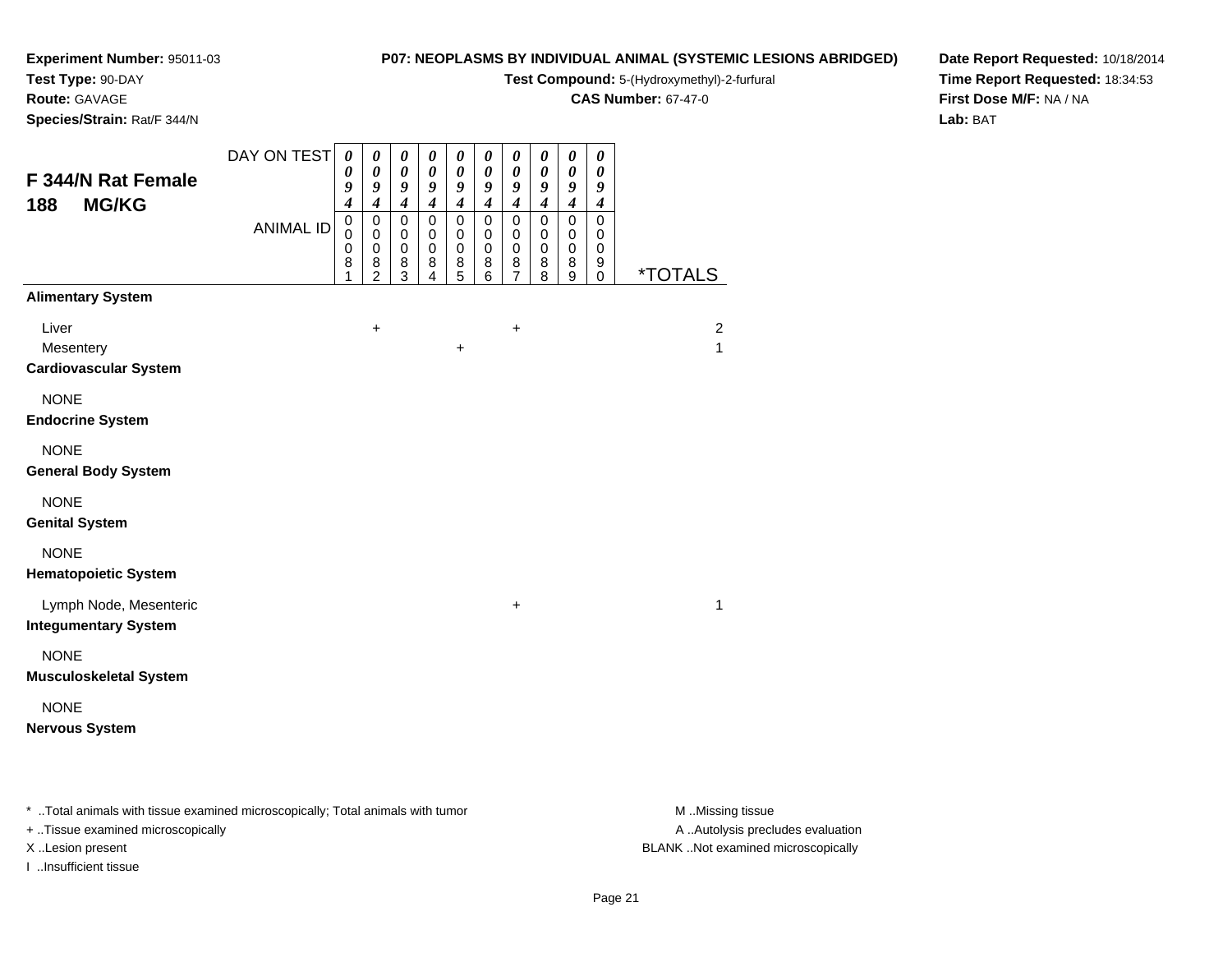**Experiment Number:** 95011-03
**Test Type:** 90-DAY
**Route:** GAVAGE
**Species/Strain:** Rat/F 344/N

**P07: NEOPLASMS BY INDIVIDUAL ANIMAL (SYSTEMIC LESIONS ABRIDGED)**
**Test Compound:** 5-(Hydroxymethyl)-2-furfural
**CAS Number:** 67-47-0

**Date Report Requested:** 10/18/2014
**Time Report Requested:** 18:34:53
**First Dose M/F:** NA / NA
**Lab:** BAT

## F 344/N Rat Female 188 MG/KG

| DAY ON TEST | 0094 | 0094 | 0094 | 0094 | 0094 | 0094 | 0094 | 0094 | 0094 | 0094 | |
|---|---|---|---|---|---|---|---|---|---|---|---|
| **ANIMAL ID** | 00081 | 00082 | 00083 | 00084 | 00085 | 00086 | 00087 | 00088 | 00089 | 00090 | ***TOTALS** |
| **Alimentary System** | | | | | | | | | | | |
| Liver | | + | | | | | + | | | | 2 |
| Mesentery | | | | | + | | | | | | 1 |
| **Cardiovascular System** | | | | | | | | | | | |
| NONE | | | | | | | | | | | |
| **Endocrine System** | | | | | | | | | | | |
| NONE | | | | | | | | | | | |
| **General Body System** | | | | | | | | | | | |
| NONE | | | | | | | | | | | |
| **Genital System** | | | | | | | | | | | |
| NONE | | | | | | | | | | | |
| **Hematopoietic System** | | | | | | | | | | | |
| Lymph Node, Mesenteric | | | | | | | + | | | | 1 |
| **Integumentary System** | | | | | | | | | | | |
| NONE | | | | | | | | | | | |
| **Musculoskeletal System** | | | | | | | | | | | |
| NONE | | | | | | | | | | | |
| **Nervous System** | | | | | | | | | | | |

* ..Total animals with tissue examined microscopically; Total animals with tumor
+ ..Tissue examined microscopically
X ..Lesion present
I ..Insufficient tissue

M ..Missing tissue
A ..Autolysis precludes evaluation
BLANK ..Not examined microscopically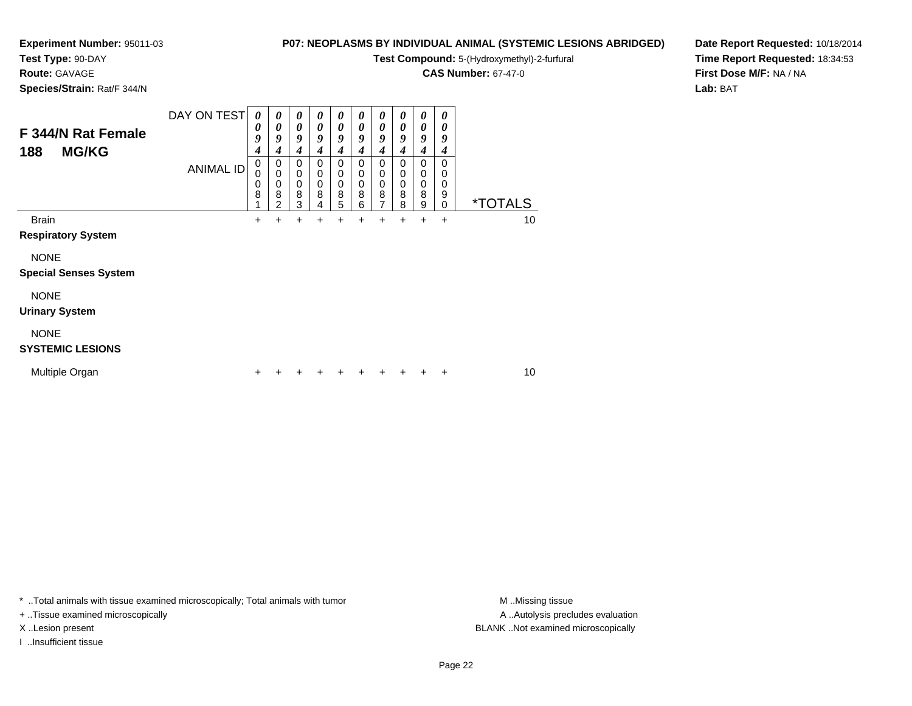**Experiment Number:** 95011-03
**Test Type:** 90-DAY
**Route:** GAVAGE
**Species/Strain:** Rat/F 344/N

**P07: NEOPLASMS BY INDIVIDUAL ANIMAL (SYSTEMIC LESIONS ABRIDGED)**
**Test Compound:** 5-(Hydroxymethyl)-2-furfural
**CAS Number:** 67-47-0

**Date Report Requested:** 10/18/2014
**Time Report Requested:** 18:34:53
**First Dose M/F:** NA / NA
**Lab:** BAT

## F 344/N Rat Female 188 MG/KG

| DAY ON TEST | 0094 | 0094 | 0094 | 0094 | 0094 | 0094 | 0094 | 0094 | 0094 | 0094 | |
|---|---|---|---|---|---|---|---|---|---|---|---|
| ANIMAL ID | 00081 | 00082 | 00083 | 00084 | 00085 | 00086 | 00087 | 00088 | 00089 | 00090 | *TOTALS |
| Brain | + | + | + | + | + | + | + | + | + | + | 10 |
| **Respiratory System** | | | | | | | | | | | |
| NONE | | | | | | | | | | | |
| **Special Senses System** | | | | | | | | | | | |
| NONE | | | | | | | | | | | |
| **Urinary System** | | | | | | | | | | | |
| NONE | | | | | | | | | | | |
| **SYSTEMIC LESIONS** | | | | | | | | | | | |
| Multiple Organ | + | + | + | + | + | + | + | + | + | + | 10 |

* ..Total animals with tissue examined microscopically; Total animals with tumor
+ ..Tissue examined microscopically
X ..Lesion present
I ..Insufficient tissue

M ..Missing tissue
A ..Autolysis precludes evaluation
BLANK ..Not examined microscopically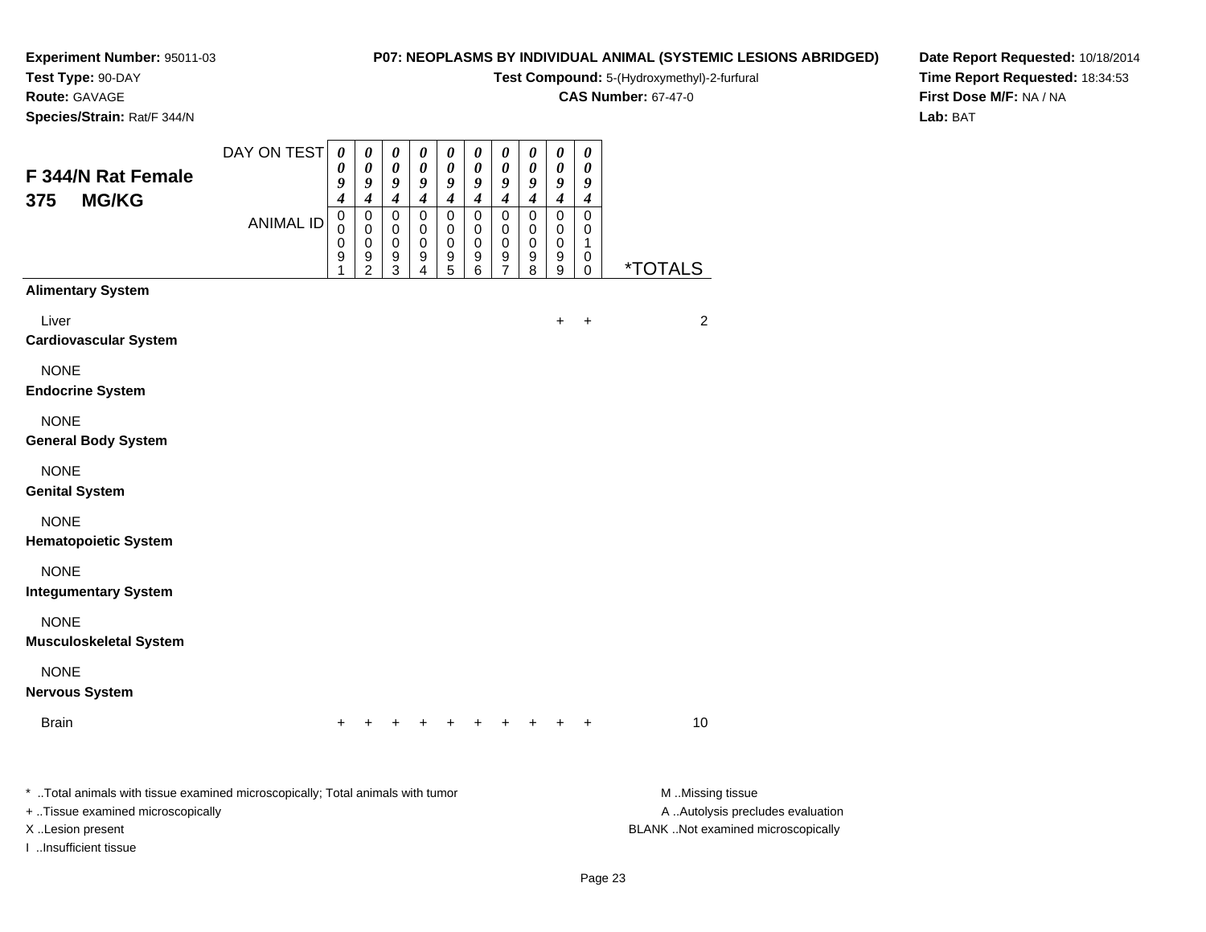**Experiment Number:** 95011-03
**Test Type:** 90-DAY
**Route:** GAVAGE
**Species/Strain:** Rat/F 344/N

**P07: NEOPLASMS BY INDIVIDUAL ANIMAL (SYSTEMIC LESIONS ABRIDGED)**
**Test Compound:** 5-(Hydroxymethyl)-2-furfural
**CAS Number:** 67-47-0

**Date Report Requested:** 10/18/2014
**Time Report Requested:** 18:34:53
**First Dose M/F:** NA / NA
**Lab:** BAT

## F 344/N Rat Female 375 MG/KG

| DAY ON TEST | 0094 | 0094 | 0094 | 0094 | 0094 | 0094 | 0094 | 0094 | 0094 | 0094 | |
|---|---|---|---|---|---|---|---|---|---|---|---|
| ANIMAL ID | 00091 | 00092 | 00093 | 00094 | 00095 | 00096 | 00097 | 00098 | 00099 | 00100 | *TOTALS |
| **Alimentary System** | | | | | | | | | | | |
| Liver | | | | | | | | | + | + | 2 |
| **Cardiovascular System** | | | | | | | | | | | |
| NONE | | | | | | | | | | | |
| **Endocrine System** | | | | | | | | | | | |
| NONE | | | | | | | | | | | |
| **General Body System** | | | | | | | | | | | |
| NONE | | | | | | | | | | | |
| **Genital System** | | | | | | | | | | | |
| NONE | | | | | | | | | | | |
| **Hematopoietic System** | | | | | | | | | | | |
| NONE | | | | | | | | | | | |
| **Integumentary System** | | | | | | | | | | | |
| NONE | | | | | | | | | | | |
| **Musculoskeletal System** | | | | | | | | | | | |
| NONE | | | | | | | | | | | |
| **Nervous System** | | | | | | | | | | | |
| Brain | + | + | + | + | + | + | + | + | + | + | 10 |

* ..Total animals with tissue examined microscopically; Total animals with tumor
+ ..Tissue examined microscopically
X ..Lesion present
I ..Insufficient tissue

M ..Missing tissue
A ..Autolysis precludes evaluation
BLANK ..Not examined microscopically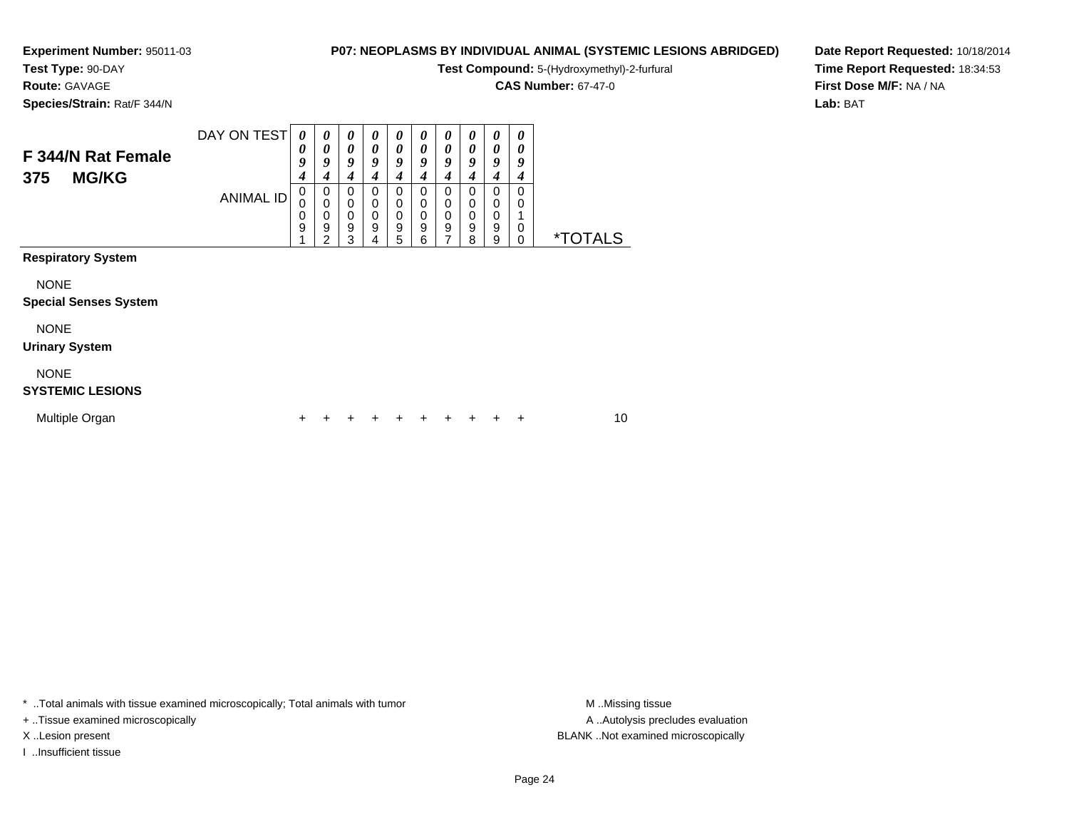**Experiment Number:** 95011-03
**Test Type:** 90-DAY
**Route:** GAVAGE
**Species/Strain:** Rat/F 344/N

**P07: NEOPLASMS BY INDIVIDUAL ANIMAL (SYSTEMIC LESIONS ABRIDGED)**
**Test Compound:** 5-(Hydroxymethyl)-2-furfural
**CAS Number:** 67-47-0

**Date Report Requested:** 10/18/2014
**Time Report Requested:** 18:34:53
**First Dose M/F:** NA / NA
**Lab:** BAT

## F 344/N Rat Female 375 MG/KG

| DAY ON TEST | 0094 | 0094 | 0094 | 0094 | 0094 | 0094 | 0094 | 0094 | 0094 | 0094 | |
|---|---|---|---|---|---|---|---|---|---|---|---|
| ANIMAL ID | 00091 | 00092 | 00093 | 00094 | 00095 | 00096 | 00097 | 00098 | 00099 | 00100 | *TOTALS |
| **Respiratory System** | | | | | | | | | | | |
| NONE | | | | | | | | | | | |
| **Special Senses System** | | | | | | | | | | | |
| NONE | | | | | | | | | | | |
| **Urinary System** | | | | | | | | | | | |
| NONE | | | | | | | | | | | |
| **SYSTEMIC LESIONS** | | | | | | | | | | | |
| Multiple Organ | + | + | + | + | + | + | + | + | + | + | 10 |

* ..Total animals with tissue examined microscopically; Total animals with tumor
+ ..Tissue examined microscopically
X ..Lesion present
I ..Insufficient tissue

M ..Missing tissue
A ..Autolysis precludes evaluation
BLANK ..Not examined microscopically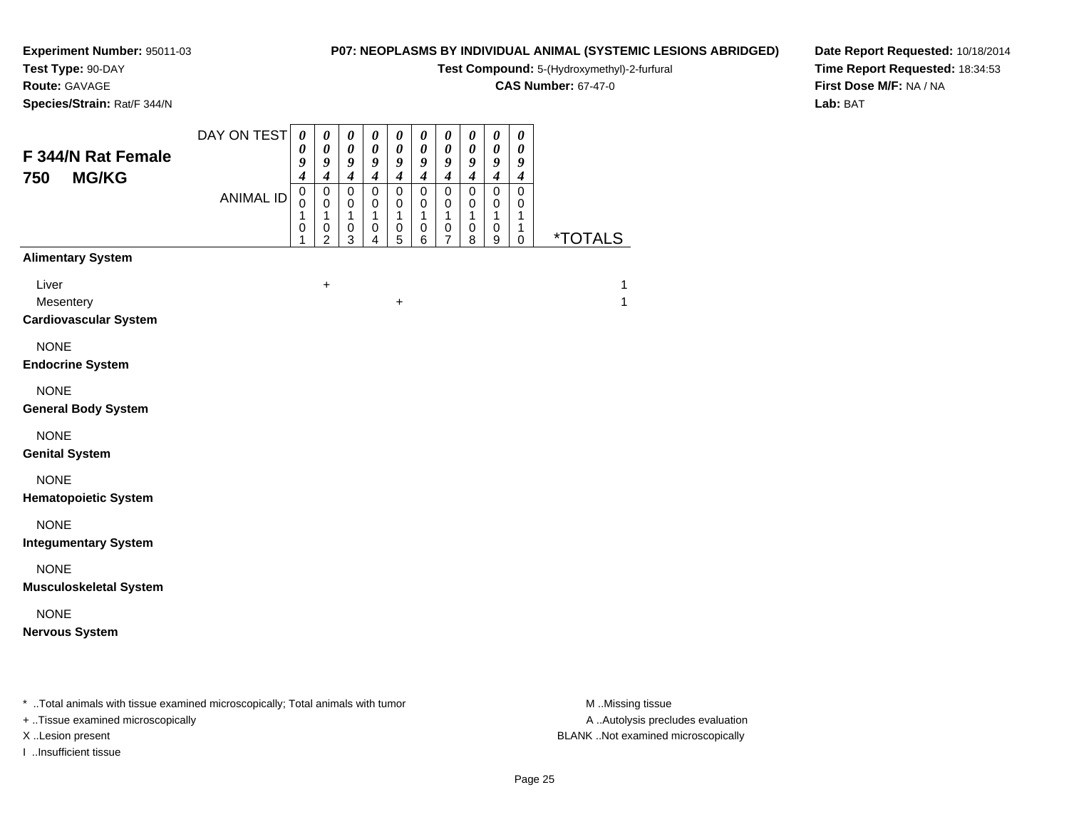**Experiment Number:** 95011-03
**Test Type:** 90-DAY
**Route:** GAVAGE
**Species/Strain:** Rat/F 344/N

**P07: NEOPLASMS BY INDIVIDUAL ANIMAL (SYSTEMIC LESIONS ABRIDGED)**
**Test Compound:** 5-(Hydroxymethyl)-2-furfural
**CAS Number:** 67-47-0

**Date Report Requested:** 10/18/2014
**Time Report Requested:** 18:34:53
**First Dose M/F:** NA / NA
**Lab:** BAT

## F 344/N Rat Female 750 MG/KG

| DAY ON TEST | 0094 | 0094 | 0094 | 0094 | 0094 | 0094 | 0094 | 0094 | 0094 | 0094 | |
|---|---|---|---|---|---|---|---|---|---|---|---|
| ANIMAL ID | 00101 | 00102 | 00103 | 00104 | 00105 | 00106 | 00107 | 00108 | 00109 | 00110 | *TOTALS |
| **Alimentary System** | | | | | | | | | | | |
| Liver | | + | | | | | | | | | 1 |
| Mesentery | | | | | + | | | | | | 1 |
| **Cardiovascular System** | | | | | | | | | | | |
| NONE | | | | | | | | | | | |
| **Endocrine System** | | | | | | | | | | | |
| NONE | | | | | | | | | | | |
| **General Body System** | | | | | | | | | | | |
| NONE | | | | | | | | | | | |
| **Genital System** | | | | | | | | | | | |
| NONE | | | | | | | | | | | |
| **Hematopoietic System** | | | | | | | | | | | |
| NONE | | | | | | | | | | | |
| **Integumentary System** | | | | | | | | | | | |
| NONE | | | | | | | | | | | |
| **Musculoskeletal System** | | | | | | | | | | | |
| NONE | | | | | | | | | | | |
| **Nervous System** | | | | | | | | | | | |

* ..Total animals with tissue examined microscopically; Total animals with tumor
+ ..Tissue examined microscopically
X ..Lesion present
I ..Insufficient tissue

M ..Missing tissue
A ..Autolysis precludes evaluation
BLANK ..Not examined microscopically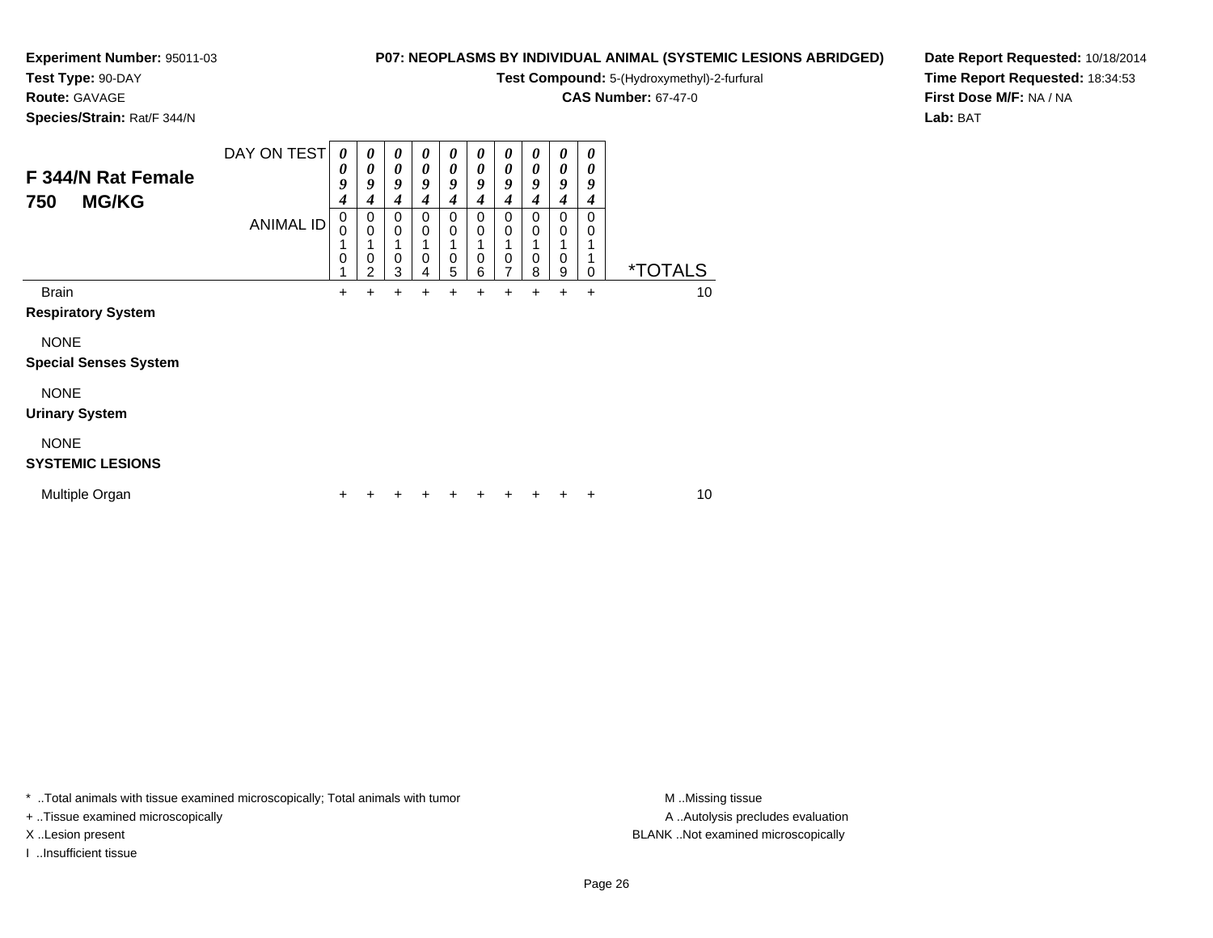**Experiment Number:** 95011-03
**Test Type:** 90-DAY
**Route:** GAVAGE
**Species/Strain:** Rat/F 344/N

**P07: NEOPLASMS BY INDIVIDUAL ANIMAL (SYSTEMIC LESIONS ABRIDGED)**
**Test Compound:** 5-(Hydroxymethyl)-2-furfural
**CAS Number:** 67-47-0

**Date Report Requested:** 10/18/2014
**Time Report Requested:** 18:34:53
**First Dose M/F:** NA / NA
**Lab:** BAT

## F 344/N Rat Female 750 MG/KG

| DAY ON TEST | 0094 | 0094 | 0094 | 0094 | 0094 | 0094 | 0094 | 0094 | 0094 | 0094 | |
|---|---|---|---|---|---|---|---|---|---|---|---|
| ANIMAL ID | 00101 | 00102 | 00103 | 00104 | 00105 | 00106 | 00107 | 00108 | 00109 | 00110 | *TOTALS |
| Brain | + | + | + | + | + | + | + | + | + | + | 10 |
| **Respiratory System** | | | | | | | | | | | |
| NONE | | | | | | | | | | | |
| **Special Senses System** | | | | | | | | | | | |
| NONE | | | | | | | | | | | |
| **Urinary System** | | | | | | | | | | | |
| NONE | | | | | | | | | | | |
| **SYSTEMIC LESIONS** | | | | | | | | | | | |
| Multiple Organ | + | + | + | + | + | + | + | + | + | + | 10 |

\* ..Total animals with tissue examined microscopically; Total animals with tumor
+ ..Tissue examined microscopically
X ..Lesion present
I ..Insufficient tissue

M ..Missing tissue
A ..Autolysis precludes evaluation
BLANK ..Not examined microscopically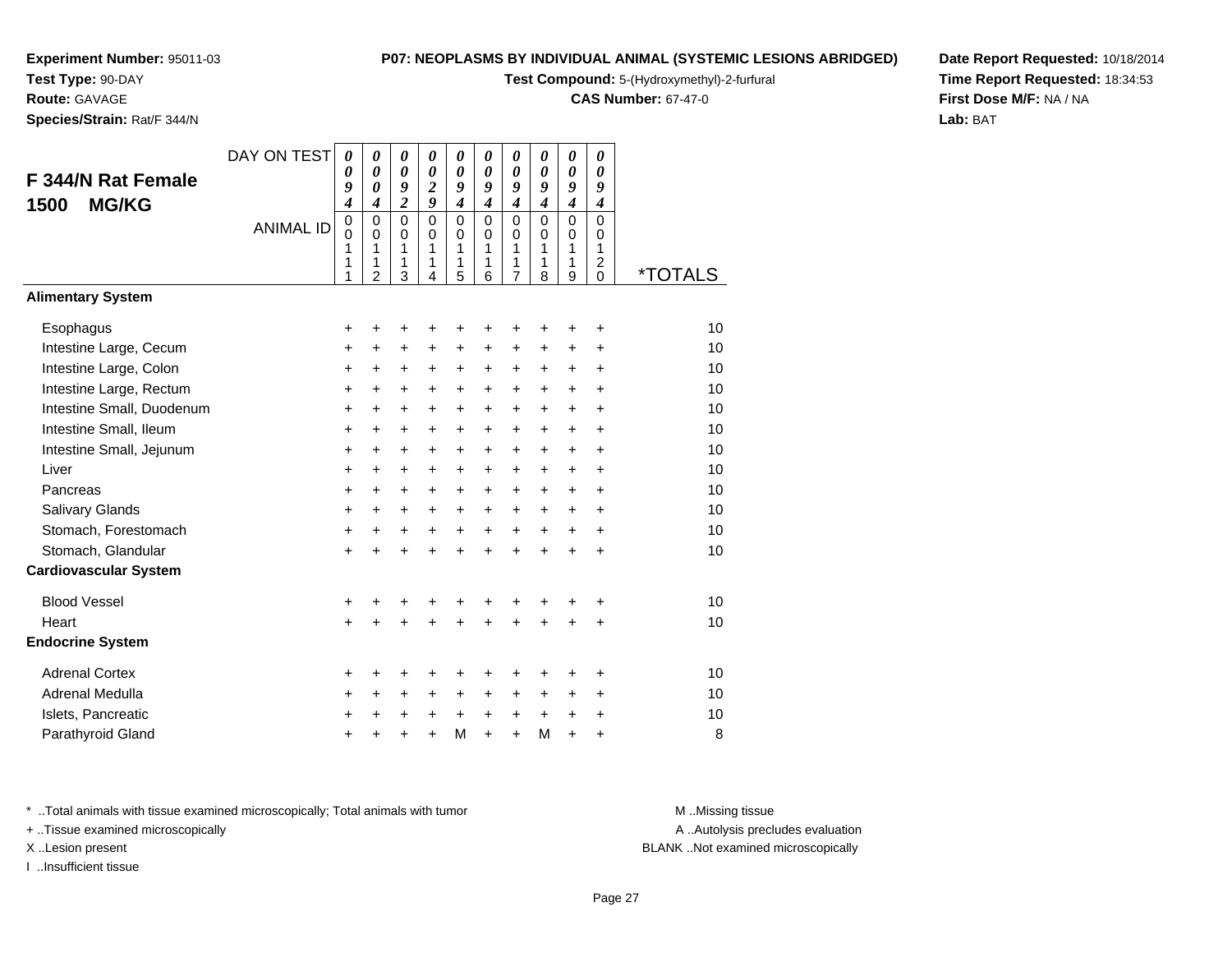**Experiment Number:** 95011-03
**Test Type:** 90-DAY
**Route:** GAVAGE
**Species/Strain:** Rat/F 344/N

**P07: NEOPLASMS BY INDIVIDUAL ANIMAL (SYSTEMIC LESIONS ABRIDGED)**
**Test Compound:** 5-(Hydroxymethyl)-2-furfural
**CAS Number:** 67-47-0

**Date Report Requested:** 10/18/2014
**Time Report Requested:** 18:34:53
**First Dose M/F:** NA / NA
**Lab:** BAT

## F 344/N Rat Female 1500 MG/KG

| DAY ON TEST | 0094 | 0004 | 0092 | 0029 | 0094 | 0094 | 0094 | 0094 | 0094 | 0094 | |
|---|---|---|---|---|---|---|---|---|---|---|---|
| ANIMAL ID | 00111 | 00112 | 00113 | 00114 | 00115 | 00116 | 00117 | 00118 | 00119 | 00120 | *TOTALS |
| **Alimentary System** | | | | | | | | | | | |
| Esophagus | + | + | + | + | + | + | + | + | + | + | 10 |
| Intestine Large, Cecum | + | + | + | + | + | + | + | + | + | + | 10 |
| Intestine Large, Colon | + | + | + | + | + | + | + | + | + | + | 10 |
| Intestine Large, Rectum | + | + | + | + | + | + | + | + | + | + | 10 |
| Intestine Small, Duodenum | + | + | + | + | + | + | + | + | + | + | 10 |
| Intestine Small, Ileum | + | + | + | + | + | + | + | + | + | + | 10 |
| Intestine Small, Jejunum | + | + | + | + | + | + | + | + | + | + | 10 |
| Liver | + | + | + | + | + | + | + | + | + | + | 10 |
| Pancreas | + | + | + | + | + | + | + | + | + | + | 10 |
| Salivary Glands | + | + | + | + | + | + | + | + | + | + | 10 |
| Stomach, Forestomach | + | + | + | + | + | + | + | + | + | + | 10 |
| Stomach, Glandular | + | + | + | + | + | + | + | + | + | + | 10 |
| **Cardiovascular System** | | | | | | | | | | | |
| Blood Vessel | + | + | + | + | + | + | + | + | + | + | 10 |
| Heart | + | + | + | + | + | + | + | + | + | + | 10 |
| **Endocrine System** | | | | | | | | | | | |
| Adrenal Cortex | + | + | + | + | + | + | + | + | + | + | 10 |
| Adrenal Medulla | + | + | + | + | + | + | + | + | + | + | 10 |
| Islets, Pancreatic | + | + | + | + | + | + | + | + | + | + | 10 |
| Parathyroid Gland | + | + | + | + | M | + | + | M | + | + | 8 |

\* ..Total animals with tissue examined microscopically; Total animals with tumor
\+ ..Tissue examined microscopically
X ..Lesion present
I ..Insufficient tissue

M ..Missing tissue
A ..Autolysis precludes evaluation
BLANK ..Not examined microscopically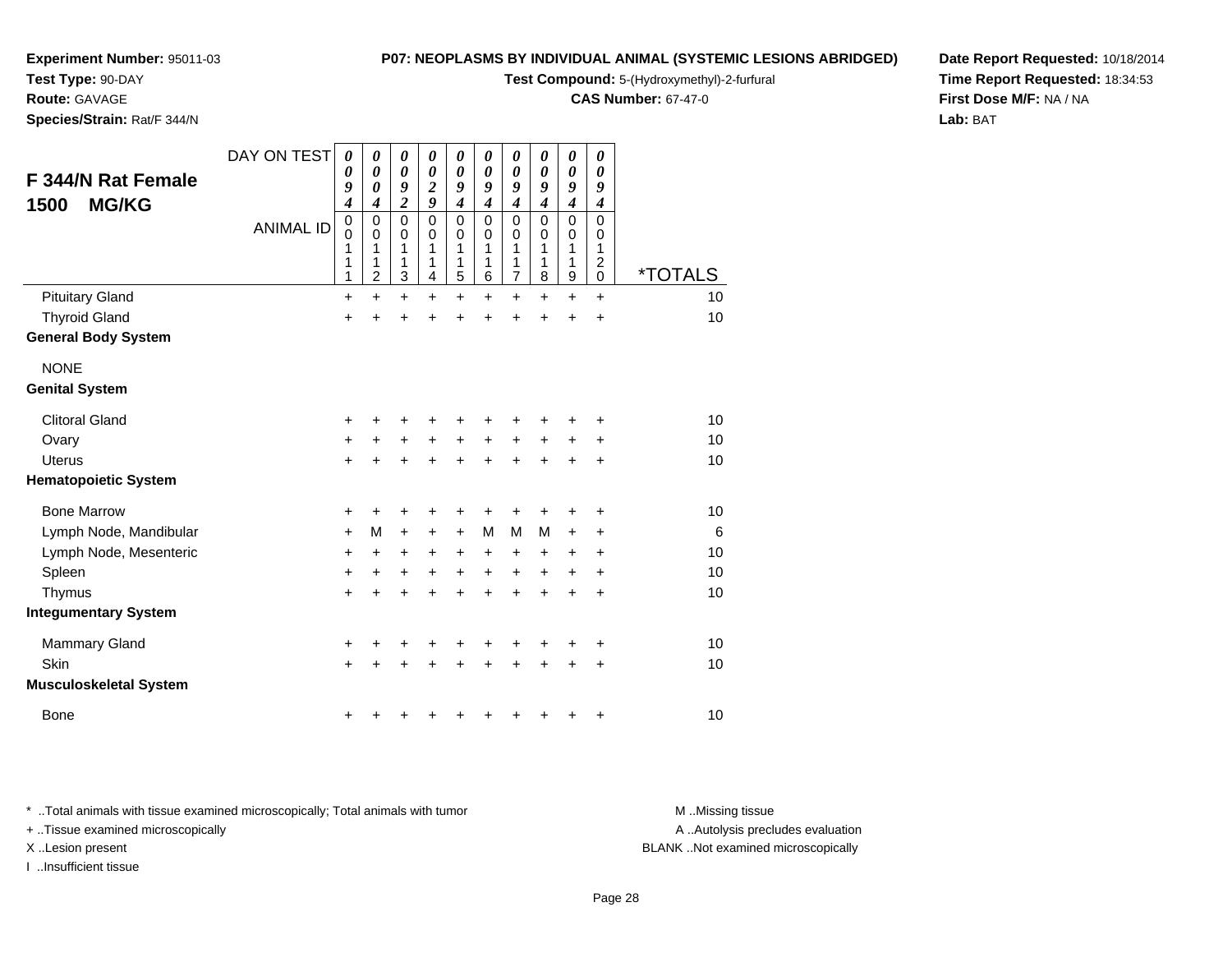**Experiment Number:** 95011-03
**Test Type:** 90-DAY
**Route:** GAVAGE
**Species/Strain:** Rat/F 344/N

**P07: NEOPLASMS BY INDIVIDUAL ANIMAL (SYSTEMIC LESIONS ABRIDGED)**
**Test Compound:** 5-(Hydroxymethyl)-2-furfural
**CAS Number:** 67-47-0

**Date Report Requested:** 10/18/2014
**Time Report Requested:** 18:34:53
**First Dose M/F:** NA / NA
**Lab:** BAT

## F 344/N Rat Female 1500 MG/KG

| DAY ON TEST | 0094 | 0004 | 0092 | 0029 | 0094 | 0094 | 0094 | 0094 | 0094 | 0094 | |
|---|---|---|---|---|---|---|---|---|---|---|---|
| ANIMAL ID | 00111 | 00112 | 00113 | 00114 | 00115 | 00116 | 00117 | 00118 | 00119 | 00120 | *TOTALS |
| Pituitary Gland | + | + | + | + | + | + | + | + | + | + | 10 |
| Thyroid Gland | + | + | + | + | + | + | + | + | + | + | 10 |
| **General Body System** | | | | | | | | | | | |
| NONE | | | | | | | | | | | |
| **Genital System** | | | | | | | | | | | |
| Clitoral Gland | + | + | + | + | + | + | + | + | + | + | 10 |
| Ovary | + | + | + | + | + | + | + | + | + | + | 10 |
| Uterus | + | + | + | + | + | + | + | + | + | + | 10 |
| **Hematopoietic System** | | | | | | | | | | | |
| Bone Marrow | + | + | + | + | + | + | + | + | + | + | 10 |
| Lymph Node, Mandibular | + | M | + | + | + | M | M | M | + | + | 6 |
| Lymph Node, Mesenteric | + | + | + | + | + | + | + | + | + | + | 10 |
| Spleen | + | + | + | + | + | + | + | + | + | + | 10 |
| Thymus | + | + | + | + | + | + | + | + | + | + | 10 |
| **Integumentary System** | | | | | | | | | | | |
| Mammary Gland | + | + | + | + | + | + | + | + | + | + | 10 |
| Skin | + | + | + | + | + | + | + | + | + | + | 10 |
| **Musculoskeletal System** | | | | | | | | | | | |
| Bone | + | + | + | + | + | + | + | + | + | + | 10 |

* ..Total animals with tissue examined microscopically; Total animals with tumor
+ ..Tissue examined microscopically
X ..Lesion present
I ..Insufficient tissue

M ..Missing tissue
A ..Autolysis precludes evaluation
BLANK ..Not examined microscopically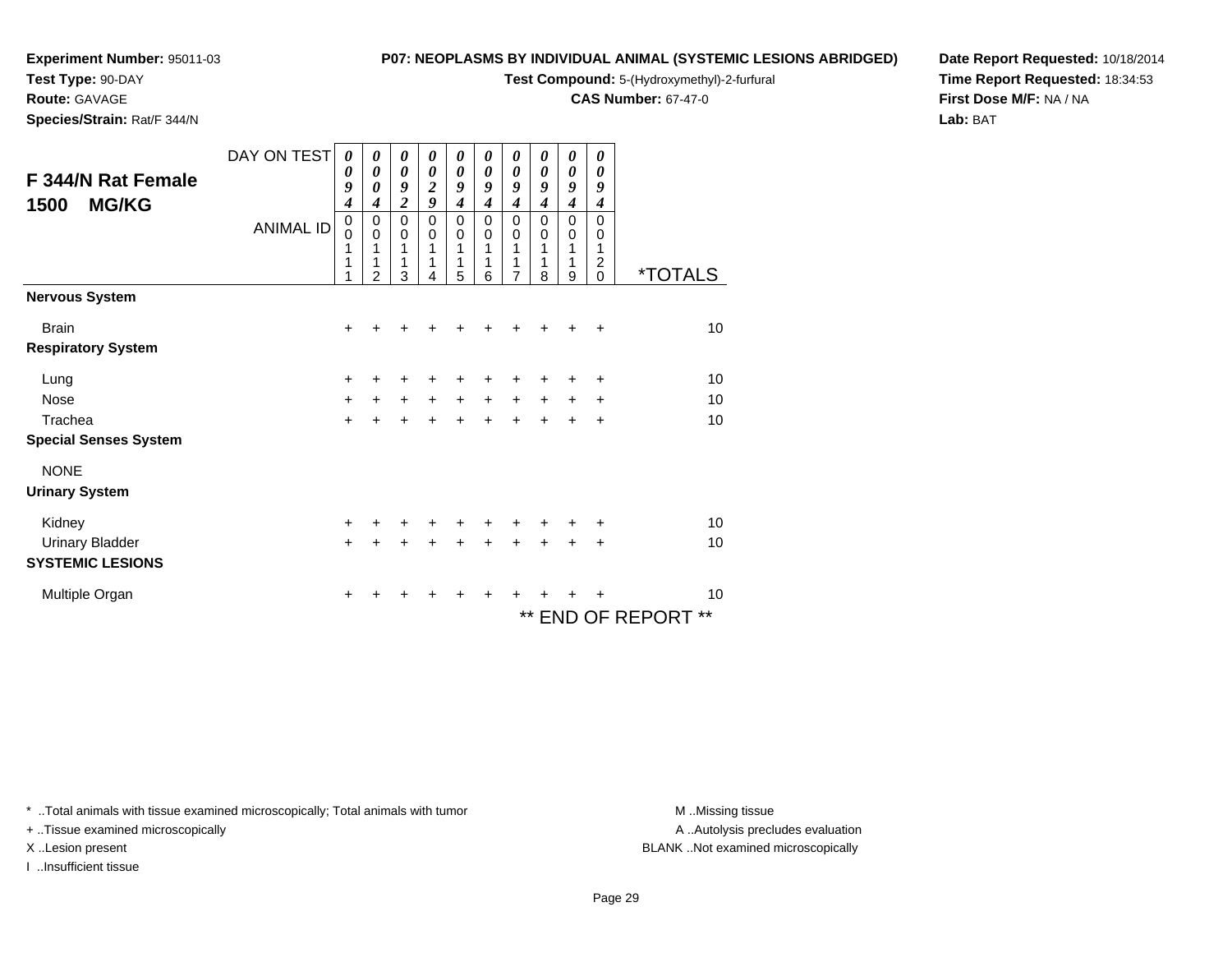**Experiment Number:** 95011-03
**Test Type:** 90-DAY
**Route:** GAVAGE
**Species/Strain:** Rat/F 344/N

**P07: NEOPLASMS BY INDIVIDUAL ANIMAL (SYSTEMIC LESIONS ABRIDGED)**
**Test Compound:** 5-(Hydroxymethyl)-2-furfural
**CAS Number:** 67-47-0

**Date Report Requested:** 10/18/2014
**Time Report Requested:** 18:34:53
**First Dose M/F:** NA / NA
**Lab:** BAT

## F 344/N Rat Female 1500 MG/KG

| DAY ON TEST | 0094 | 0004 | 0092 | 0029 | 0094 | 0094 | 0094 | 0094 | 0094 | 0094 | |
|---|---|---|---|---|---|---|---|---|---|---|---|
| ANIMAL ID | 00111 | 00112 | 00113 | 00114 | 00115 | 00116 | 00117 | 00118 | 00119 | 00120 | *TOTALS |
| **Nervous System** | | | | | | | | | | | |
| Brain | + | + | + | + | + | + | + | + | + | + | 10 |
| **Respiratory System** | | | | | | | | | | | |
| Lung | + | + | + | + | + | + | + | + | + | + | 10 |
| Nose | + | + | + | + | + | + | + | + | + | + | 10 |
| Trachea | + | + | + | + | + | + | + | + | + | + | 10 |
| **Special Senses System** | | | | | | | | | | | |
| NONE | | | | | | | | | | | |
| **Urinary System** | | | | | | | | | | | |
| Kidney | + | + | + | + | + | + | + | + | + | + | 10 |
| Urinary Bladder | + | + | + | + | + | + | + | + | + | + | 10 |
| **SYSTEMIC LESIONS** | | | | | | | | | | | |
| Multiple Organ | + | + | + | + | + | + | + | + | + | + | 10 |

** END OF REPORT **

* ..Total animals with tissue examined microscopically; Total animals with tumor
+ ..Tissue examined microscopically
X ..Lesion present
I ..Insufficient tissue

M ..Missing tissue
A ..Autolysis precludes evaluation
BLANK ..Not examined microscopically